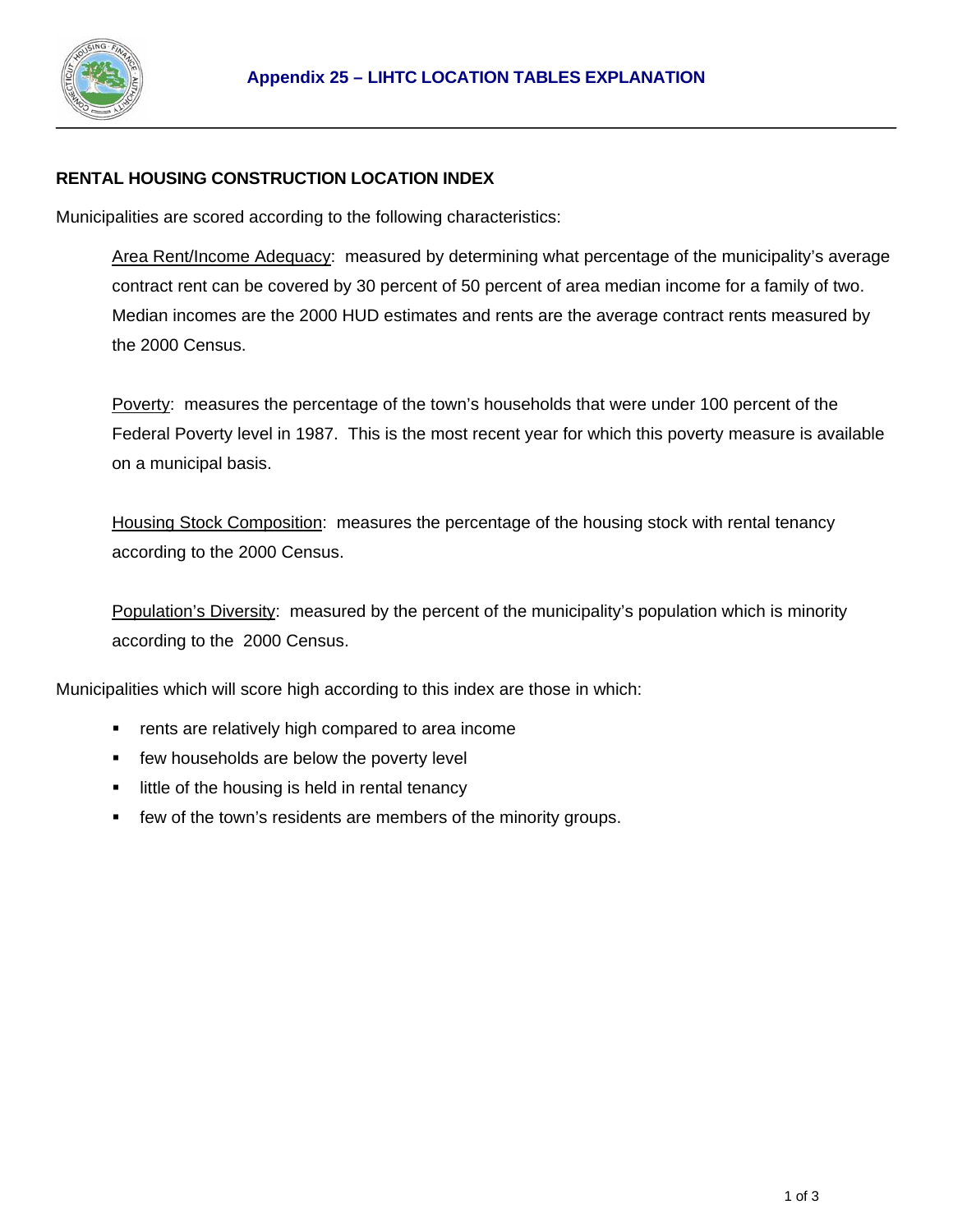# Appendix 25 – LIHTC LOCATION TABLES EXPLANATION

## RENTAL HOUSING CONSTRUCTION LOCATION INDEX

Municipalities are scored according to the following characteristics:

<u>Area Rent/Income Adequacy</u>: measured by determining what percentage of the municipality's average contract rent can be covered by 30 percent of 50 percent of area median income for a family of two. Median incomes are the 2000 HUD estimates and rents are the average contract rents measured by the 2000 Census.

<u>Poverty</u>: measures the percentage of the town's households that were under 100 percent of the Federal Poverty level in 1987. This is the most recent year for which this poverty measure is available on a municipal basis.

<u>Housing Stock Composition</u>: measures the percentage of the housing stock with rental tenancy according to the 2000 Census.

<u>Population's Diversity</u>: measured by the percent of the municipality's population which is minority according to the 2000 Census.

Municipalities which will score high according to this index are those in which:

- rents are relatively high compared to area income
- few households are below the poverty level
- little of the housing is held in rental tenancy
- few of the town's residents are members of the minority groups.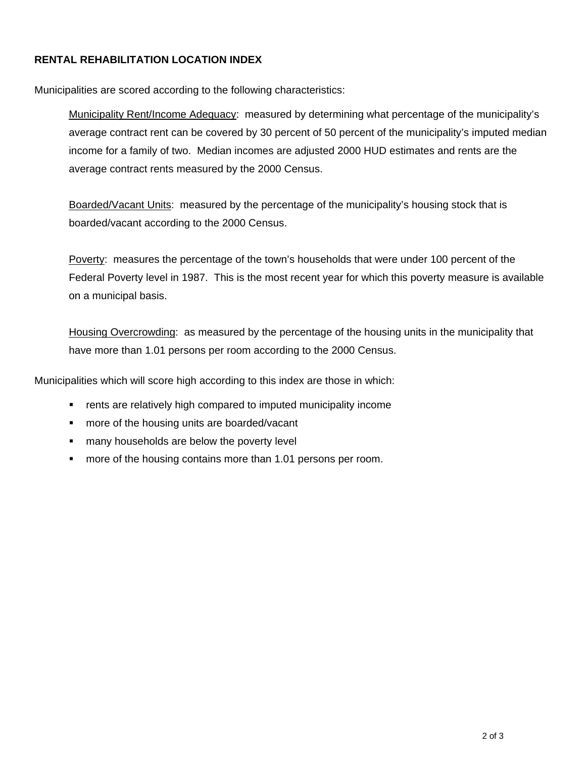**RENTAL REHABILITATION LOCATION INDEX**

Municipalities are scored according to the following characteristics:

Municipality Rent/Income Adequacy: measured by determining what percentage of the municipality's average contract rent can be covered by 30 percent of 50 percent of the municipality's imputed median income for a family of two. Median incomes are adjusted 2000 HUD estimates and rents are the average contract rents measured by the 2000 Census.

Boarded/Vacant Units: measured by the percentage of the municipality's housing stock that is boarded/vacant according to the 2000 Census.

Poverty: measures the percentage of the town's households that were under 100 percent of the Federal Poverty level in 1987. This is the most recent year for which this poverty measure is available on a municipal basis.

Housing Overcrowding: as measured by the percentage of the housing units in the municipality that have more than 1.01 persons per room according to the 2000 Census.

Municipalities which will score high according to this index are those in which:

- rents are relatively high compared to imputed municipality income
- more of the housing units are boarded/vacant
- many households are below the poverty level
- more of the housing contains more than 1.01 persons per room.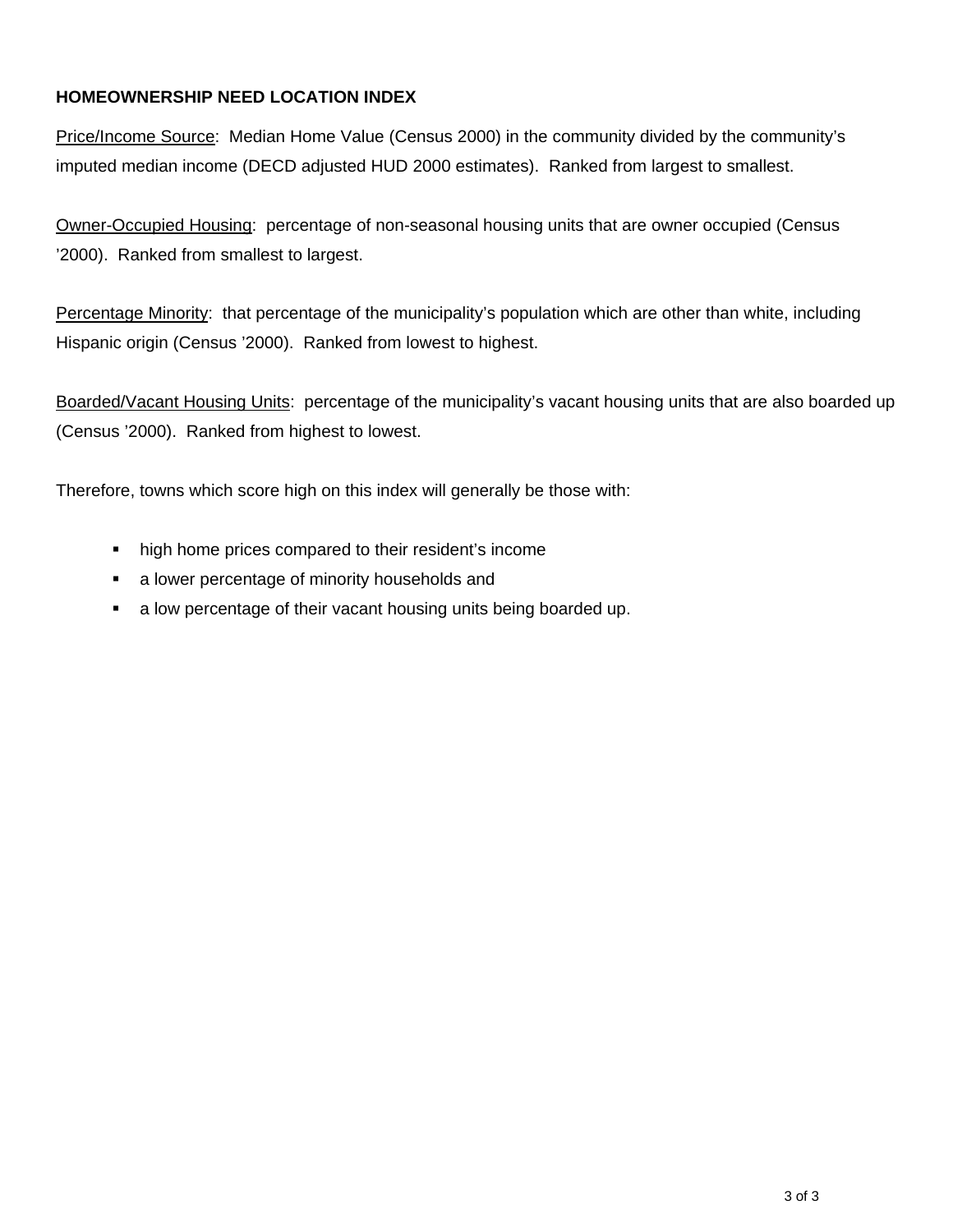**HOMEOWNERSHIP NEED LOCATION INDEX**

<u>Price/Income Source</u>: Median Home Value (Census 2000) in the community divided by the community's imputed median income (DECD adjusted HUD 2000 estimates). Ranked from largest to smallest.

<u>Owner-Occupied Housing</u>: percentage of non-seasonal housing units that are owner occupied (Census '2000). Ranked from smallest to largest.

<u>Percentage Minority</u>: that percentage of the municipality's population which are other than white, including Hispanic origin (Census '2000). Ranked from lowest to highest.

<u>Boarded/Vacant Housing Units</u>: percentage of the municipality's vacant housing units that are also boarded up (Census '2000). Ranked from highest to lowest.

Therefore, towns which score high on this index will generally be those with:

- high home prices compared to their resident's income
- a lower percentage of minority households and
- a low percentage of their vacant housing units being boarded up.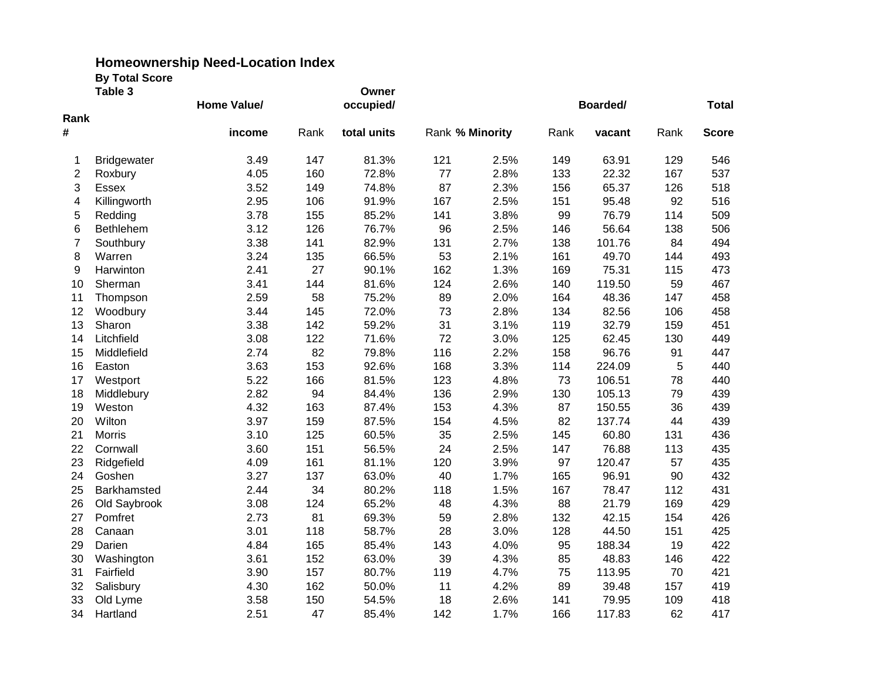## Homeownership Need-Location Index

**By Total Score**

**Table 3**

| Rank # | | Home Value/ income | Rank | Owner occupied/ total units | Rank | % Minority | Rank | Boarded/ vacant | Rank | Total Score |
|---|---|---|---|---|---|---|---|---|---|---|
| 1 | Bridgewater | 3.49 | 147 | 81.3% | 121 | 2.5% | 149 | 63.91 | 129 | 546 |
| 2 | Roxbury | 4.05 | 160 | 72.8% | 77 | 2.8% | 133 | 22.32 | 167 | 537 |
| 3 | Essex | 3.52 | 149 | 74.8% | 87 | 2.3% | 156 | 65.37 | 126 | 518 |
| 4 | Killingworth | 2.95 | 106 | 91.9% | 167 | 2.5% | 151 | 95.48 | 92 | 516 |
| 5 | Redding | 3.78 | 155 | 85.2% | 141 | 3.8% | 99 | 76.79 | 114 | 509 |
| 6 | Bethlehem | 3.12 | 126 | 76.7% | 96 | 2.5% | 146 | 56.64 | 138 | 506 |
| 7 | Southbury | 3.38 | 141 | 82.9% | 131 | 2.7% | 138 | 101.76 | 84 | 494 |
| 8 | Warren | 3.24 | 135 | 66.5% | 53 | 2.1% | 161 | 49.70 | 144 | 493 |
| 9 | Harwinton | 2.41 | 27 | 90.1% | 162 | 1.3% | 169 | 75.31 | 115 | 473 |
| 10 | Sherman | 3.41 | 144 | 81.6% | 124 | 2.6% | 140 | 119.50 | 59 | 467 |
| 11 | Thompson | 2.59 | 58 | 75.2% | 89 | 2.0% | 164 | 48.36 | 147 | 458 |
| 12 | Woodbury | 3.44 | 145 | 72.0% | 73 | 2.8% | 134 | 82.56 | 106 | 458 |
| 13 | Sharon | 3.38 | 142 | 59.2% | 31 | 3.1% | 119 | 32.79 | 159 | 451 |
| 14 | Litchfield | 3.08 | 122 | 71.6% | 72 | 3.0% | 125 | 62.45 | 130 | 449 |
| 15 | Middlefield | 2.74 | 82 | 79.8% | 116 | 2.2% | 158 | 96.76 | 91 | 447 |
| 16 | Easton | 3.63 | 153 | 92.6% | 168 | 3.3% | 114 | 224.09 | 5 | 440 |
| 17 | Westport | 5.22 | 166 | 81.5% | 123 | 4.8% | 73 | 106.51 | 78 | 440 |
| 18 | Middlebury | 2.82 | 94 | 84.4% | 136 | 2.9% | 130 | 105.13 | 79 | 439 |
| 19 | Weston | 4.32 | 163 | 87.4% | 153 | 4.3% | 87 | 150.55 | 36 | 439 |
| 20 | Wilton | 3.97 | 159 | 87.5% | 154 | 4.5% | 82 | 137.74 | 44 | 439 |
| 21 | Morris | 3.10 | 125 | 60.5% | 35 | 2.5% | 145 | 60.80 | 131 | 436 |
| 22 | Cornwall | 3.60 | 151 | 56.5% | 24 | 2.5% | 147 | 76.88 | 113 | 435 |
| 23 | Ridgefield | 4.09 | 161 | 81.1% | 120 | 3.9% | 97 | 120.47 | 57 | 435 |
| 24 | Goshen | 3.27 | 137 | 63.0% | 40 | 1.7% | 165 | 96.91 | 90 | 432 |
| 25 | Barkhamsted | 2.44 | 34 | 80.2% | 118 | 1.5% | 167 | 78.47 | 112 | 431 |
| 26 | Old Saybrook | 3.08 | 124 | 65.2% | 48 | 4.3% | 88 | 21.79 | 169 | 429 |
| 27 | Pomfret | 2.73 | 81 | 69.3% | 59 | 2.8% | 132 | 42.15 | 154 | 426 |
| 28 | Canaan | 3.01 | 118 | 58.7% | 28 | 3.0% | 128 | 44.50 | 151 | 425 |
| 29 | Darien | 4.84 | 165 | 85.4% | 143 | 4.0% | 95 | 188.34 | 19 | 422 |
| 30 | Washington | 3.61 | 152 | 63.0% | 39 | 4.3% | 85 | 48.83 | 146 | 422 |
| 31 | Fairfield | 3.90 | 157 | 80.7% | 119 | 4.7% | 75 | 113.95 | 70 | 421 |
| 32 | Salisbury | 4.30 | 162 | 50.0% | 11 | 4.2% | 89 | 39.48 | 157 | 419 |
| 33 | Old Lyme | 3.58 | 150 | 54.5% | 18 | 2.6% | 141 | 79.95 | 109 | 418 |
| 34 | Hartland | 2.51 | 47 | 85.4% | 142 | 1.7% | 166 | 117.83 | 62 | 417 |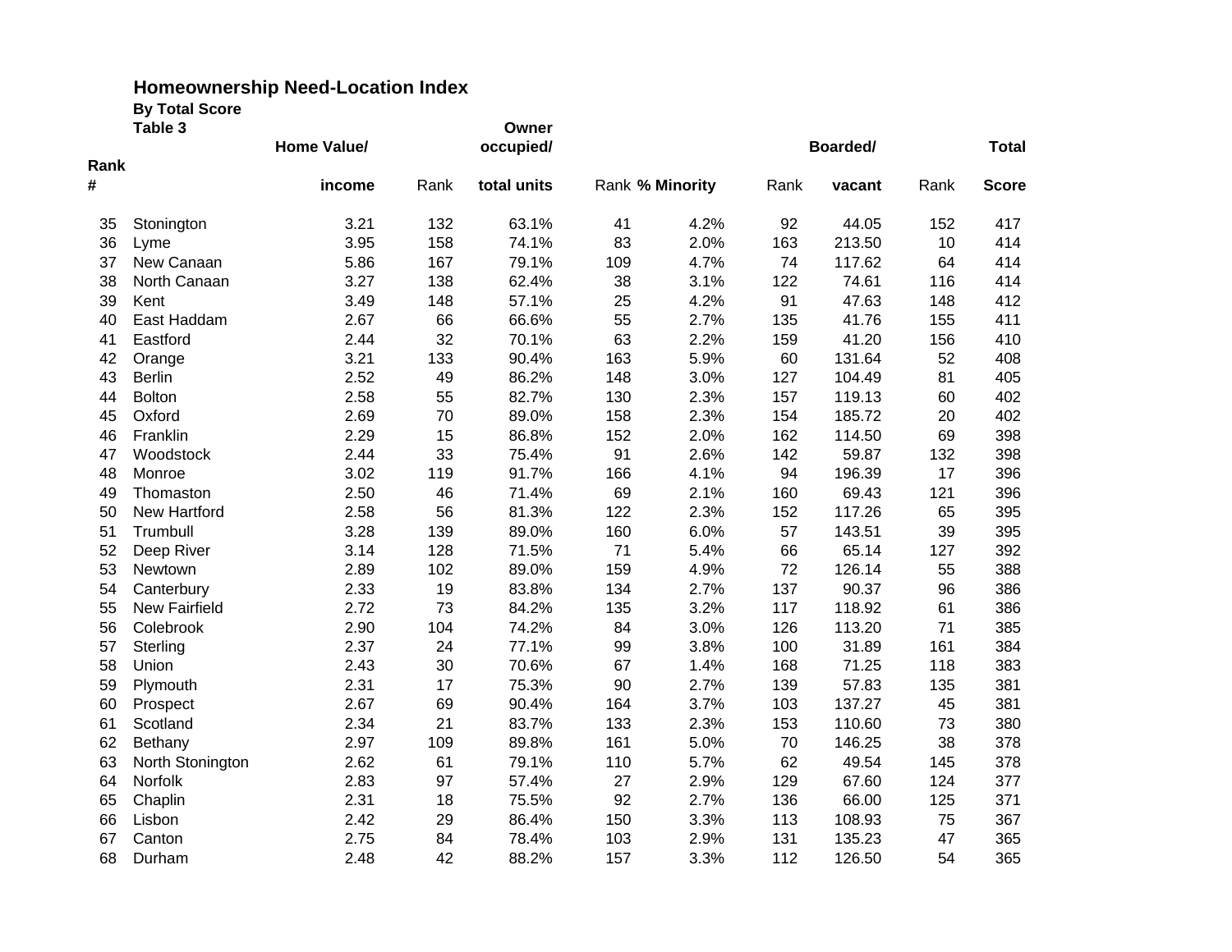## Homeownership Need-Location Index

**By Total Score**

**Table 3**

| Rank # | | Home Value/ income | Rank | Owner occupied/ total units | Rank | % Minority | Rank | Boarded/ vacant | Rank | Total Score |
|---|---|---|---|---|---|---|---|---|---|---|
| 35 | Stonington | 3.21 | 132 | 63.1% | 41 | 4.2% | 92 | 44.05 | 152 | 417 |
| 36 | Lyme | 3.95 | 158 | 74.1% | 83 | 2.0% | 163 | 213.50 | 10 | 414 |
| 37 | New Canaan | 5.86 | 167 | 79.1% | 109 | 4.7% | 74 | 117.62 | 64 | 414 |
| 38 | North Canaan | 3.27 | 138 | 62.4% | 38 | 3.1% | 122 | 74.61 | 116 | 414 |
| 39 | Kent | 3.49 | 148 | 57.1% | 25 | 4.2% | 91 | 47.63 | 148 | 412 |
| 40 | East Haddam | 2.67 | 66 | 66.6% | 55 | 2.7% | 135 | 41.76 | 155 | 411 |
| 41 | Eastford | 2.44 | 32 | 70.1% | 63 | 2.2% | 159 | 41.20 | 156 | 410 |
| 42 | Orange | 3.21 | 133 | 90.4% | 163 | 5.9% | 60 | 131.64 | 52 | 408 |
| 43 | Berlin | 2.52 | 49 | 86.2% | 148 | 3.0% | 127 | 104.49 | 81 | 405 |
| 44 | Bolton | 2.58 | 55 | 82.7% | 130 | 2.3% | 157 | 119.13 | 60 | 402 |
| 45 | Oxford | 2.69 | 70 | 89.0% | 158 | 2.3% | 154 | 185.72 | 20 | 402 |
| 46 | Franklin | 2.29 | 15 | 86.8% | 152 | 2.0% | 162 | 114.50 | 69 | 398 |
| 47 | Woodstock | 2.44 | 33 | 75.4% | 91 | 2.6% | 142 | 59.87 | 132 | 398 |
| 48 | Monroe | 3.02 | 119 | 91.7% | 166 | 4.1% | 94 | 196.39 | 17 | 396 |
| 49 | Thomaston | 2.50 | 46 | 71.4% | 69 | 2.1% | 160 | 69.43 | 121 | 396 |
| 50 | New Hartford | 2.58 | 56 | 81.3% | 122 | 2.3% | 152 | 117.26 | 65 | 395 |
| 51 | Trumbull | 3.28 | 139 | 89.0% | 160 | 6.0% | 57 | 143.51 | 39 | 395 |
| 52 | Deep River | 3.14 | 128 | 71.5% | 71 | 5.4% | 66 | 65.14 | 127 | 392 |
| 53 | Newtown | 2.89 | 102 | 89.0% | 159 | 4.9% | 72 | 126.14 | 55 | 388 |
| 54 | Canterbury | 2.33 | 19 | 83.8% | 134 | 2.7% | 137 | 90.37 | 96 | 386 |
| 55 | New Fairfield | 2.72 | 73 | 84.2% | 135 | 3.2% | 117 | 118.92 | 61 | 386 |
| 56 | Colebrook | 2.90 | 104 | 74.2% | 84 | 3.0% | 126 | 113.20 | 71 | 385 |
| 57 | Sterling | 2.37 | 24 | 77.1% | 99 | 3.8% | 100 | 31.89 | 161 | 384 |
| 58 | Union | 2.43 | 30 | 70.6% | 67 | 1.4% | 168 | 71.25 | 118 | 383 |
| 59 | Plymouth | 2.31 | 17 | 75.3% | 90 | 2.7% | 139 | 57.83 | 135 | 381 |
| 60 | Prospect | 2.67 | 69 | 90.4% | 164 | 3.7% | 103 | 137.27 | 45 | 381 |
| 61 | Scotland | 2.34 | 21 | 83.7% | 133 | 2.3% | 153 | 110.60 | 73 | 380 |
| 62 | Bethany | 2.97 | 109 | 89.8% | 161 | 5.0% | 70 | 146.25 | 38 | 378 |
| 63 | North Stonington | 2.62 | 61 | 79.1% | 110 | 5.7% | 62 | 49.54 | 145 | 378 |
| 64 | Norfolk | 2.83 | 97 | 57.4% | 27 | 2.9% | 129 | 67.60 | 124 | 377 |
| 65 | Chaplin | 2.31 | 18 | 75.5% | 92 | 2.7% | 136 | 66.00 | 125 | 371 |
| 66 | Lisbon | 2.42 | 29 | 86.4% | 150 | 3.3% | 113 | 108.93 | 75 | 367 |
| 67 | Canton | 2.75 | 84 | 78.4% | 103 | 2.9% | 131 | 135.23 | 47 | 365 |
| 68 | Durham | 2.48 | 42 | 88.2% | 157 | 3.3% | 112 | 126.50 | 54 | 365 |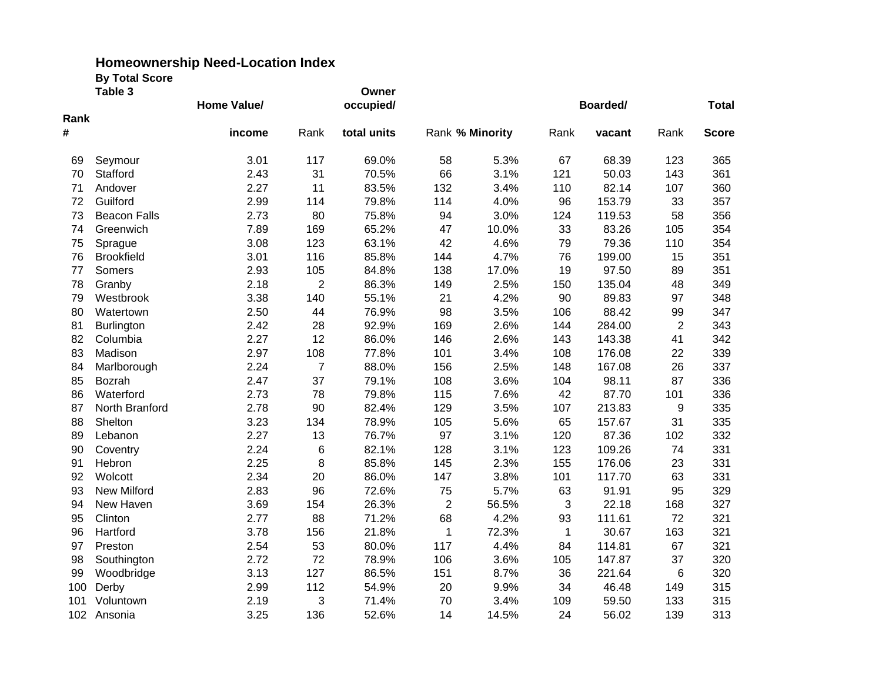## Homeownership Need-Location Index

**By Total Score**

**Table 3**

| Rank # | | Home Value/ income | Rank | Owner occupied/ total units | Rank | % Minority | Rank | Boarded/ vacant | Rank | Total Score |
|---|---|---|---|---|---|---|---|---|---|---|
| 69 | Seymour | 3.01 | 117 | 69.0% | 58 | 5.3% | 67 | 68.39 | 123 | 365 |
| 70 | Stafford | 2.43 | 31 | 70.5% | 66 | 3.1% | 121 | 50.03 | 143 | 361 |
| 71 | Andover | 2.27 | 11 | 83.5% | 132 | 3.4% | 110 | 82.14 | 107 | 360 |
| 72 | Guilford | 2.99 | 114 | 79.8% | 114 | 4.0% | 96 | 153.79 | 33 | 357 |
| 73 | Beacon Falls | 2.73 | 80 | 75.8% | 94 | 3.0% | 124 | 119.53 | 58 | 356 |
| 74 | Greenwich | 7.89 | 169 | 65.2% | 47 | 10.0% | 33 | 83.26 | 105 | 354 |
| 75 | Sprague | 3.08 | 123 | 63.1% | 42 | 4.6% | 79 | 79.36 | 110 | 354 |
| 76 | Brookfield | 3.01 | 116 | 85.8% | 144 | 4.7% | 76 | 199.00 | 15 | 351 |
| 77 | Somers | 2.93 | 105 | 84.8% | 138 | 17.0% | 19 | 97.50 | 89 | 351 |
| 78 | Granby | 2.18 | 2 | 86.3% | 149 | 2.5% | 150 | 135.04 | 48 | 349 |
| 79 | Westbrook | 3.38 | 140 | 55.1% | 21 | 4.2% | 90 | 89.83 | 97 | 348 |
| 80 | Watertown | 2.50 | 44 | 76.9% | 98 | 3.5% | 106 | 88.42 | 99 | 347 |
| 81 | Burlington | 2.42 | 28 | 92.9% | 169 | 2.6% | 144 | 284.00 | 2 | 343 |
| 82 | Columbia | 2.27 | 12 | 86.0% | 146 | 2.6% | 143 | 143.38 | 41 | 342 |
| 83 | Madison | 2.97 | 108 | 77.8% | 101 | 3.4% | 108 | 176.08 | 22 | 339 |
| 84 | Marlborough | 2.24 | 7 | 88.0% | 156 | 2.5% | 148 | 167.08 | 26 | 337 |
| 85 | Bozrah | 2.47 | 37 | 79.1% | 108 | 3.6% | 104 | 98.11 | 87 | 336 |
| 86 | Waterford | 2.73 | 78 | 79.8% | 115 | 7.6% | 42 | 87.70 | 101 | 336 |
| 87 | North Branford | 2.78 | 90 | 82.4% | 129 | 3.5% | 107 | 213.83 | 9 | 335 |
| 88 | Shelton | 3.23 | 134 | 78.9% | 105 | 5.6% | 65 | 157.67 | 31 | 335 |
| 89 | Lebanon | 2.27 | 13 | 76.7% | 97 | 3.1% | 120 | 87.36 | 102 | 332 |
| 90 | Coventry | 2.24 | 6 | 82.1% | 128 | 3.1% | 123 | 109.26 | 74 | 331 |
| 91 | Hebron | 2.25 | 8 | 85.8% | 145 | 2.3% | 155 | 176.06 | 23 | 331 |
| 92 | Wolcott | 2.34 | 20 | 86.0% | 147 | 3.8% | 101 | 117.70 | 63 | 331 |
| 93 | New Milford | 2.83 | 96 | 72.6% | 75 | 5.7% | 63 | 91.91 | 95 | 329 |
| 94 | New Haven | 3.69 | 154 | 26.3% | 2 | 56.5% | 3 | 22.18 | 168 | 327 |
| 95 | Clinton | 2.77 | 88 | 71.2% | 68 | 4.2% | 93 | 111.61 | 72 | 321 |
| 96 | Hartford | 3.78 | 156 | 21.8% | 1 | 72.3% | 1 | 30.67 | 163 | 321 |
| 97 | Preston | 2.54 | 53 | 80.0% | 117 | 4.4% | 84 | 114.81 | 67 | 321 |
| 98 | Southington | 2.72 | 72 | 78.9% | 106 | 3.6% | 105 | 147.87 | 37 | 320 |
| 99 | Woodbridge | 3.13 | 127 | 86.5% | 151 | 8.7% | 36 | 221.64 | 6 | 320 |
| 100 | Derby | 2.99 | 112 | 54.9% | 20 | 9.9% | 34 | 46.48 | 149 | 315 |
| 101 | Voluntown | 2.19 | 3 | 71.4% | 70 | 3.4% | 109 | 59.50 | 133 | 315 |
| 102 | Ansonia | 3.25 | 136 | 52.6% | 14 | 14.5% | 24 | 56.02 | 139 | 313 |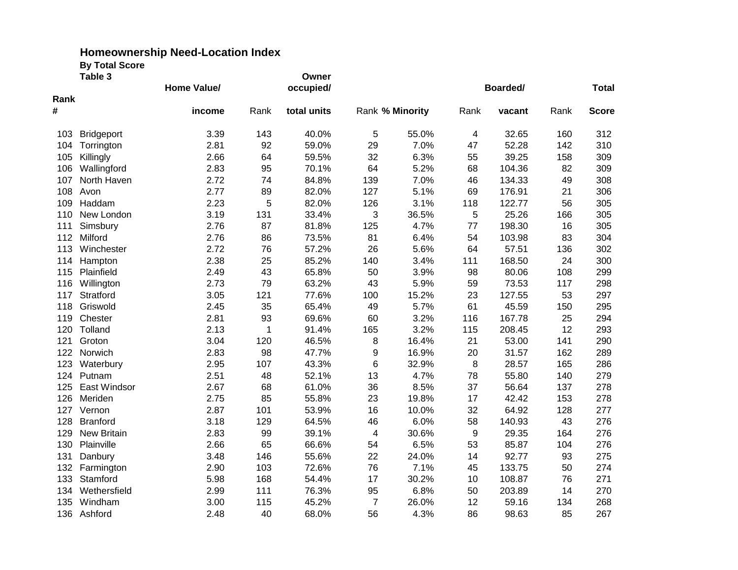# Homeownership Need-Location Index

### By Total Score

### Table 3

| Rank # | | Home Value/ income | Rank | Owner occupied/ total units | Rank | % Minority | Rank | Boarded/ vacant | Rank | Total Score |
|---|---|---|---|---|---|---|---|---|---|---|
| 103 | Bridgeport | 3.39 | 143 | 40.0% | 5 | 55.0% | 4 | 32.65 | 160 | 312 |
| 104 | Torrington | 2.81 | 92 | 59.0% | 29 | 7.0% | 47 | 52.28 | 142 | 310 |
| 105 | Killingly | 2.66 | 64 | 59.5% | 32 | 6.3% | 55 | 39.25 | 158 | 309 |
| 106 | Wallingford | 2.83 | 95 | 70.1% | 64 | 5.2% | 68 | 104.36 | 82 | 309 |
| 107 | North Haven | 2.72 | 74 | 84.8% | 139 | 7.0% | 46 | 134.33 | 49 | 308 |
| 108 | Avon | 2.77 | 89 | 82.0% | 127 | 5.1% | 69 | 176.91 | 21 | 306 |
| 109 | Haddam | 2.23 | 5 | 82.0% | 126 | 3.1% | 118 | 122.77 | 56 | 305 |
| 110 | New London | 3.19 | 131 | 33.4% | 3 | 36.5% | 5 | 25.26 | 166 | 305 |
| 111 | Simsbury | 2.76 | 87 | 81.8% | 125 | 4.7% | 77 | 198.30 | 16 | 305 |
| 112 | Milford | 2.76 | 86 | 73.5% | 81 | 6.4% | 54 | 103.98 | 83 | 304 |
| 113 | Winchester | 2.72 | 76 | 57.2% | 26 | 5.6% | 64 | 57.51 | 136 | 302 |
| 114 | Hampton | 2.38 | 25 | 85.2% | 140 | 3.4% | 111 | 168.50 | 24 | 300 |
| 115 | Plainfield | 2.49 | 43 | 65.8% | 50 | 3.9% | 98 | 80.06 | 108 | 299 |
| 116 | Willington | 2.73 | 79 | 63.2% | 43 | 5.9% | 59 | 73.53 | 117 | 298 |
| 117 | Stratford | 3.05 | 121 | 77.6% | 100 | 15.2% | 23 | 127.55 | 53 | 297 |
| 118 | Griswold | 2.45 | 35 | 65.4% | 49 | 5.7% | 61 | 45.59 | 150 | 295 |
| 119 | Chester | 2.81 | 93 | 69.6% | 60 | 3.2% | 116 | 167.78 | 25 | 294 |
| 120 | Tolland | 2.13 | 1 | 91.4% | 165 | 3.2% | 115 | 208.45 | 12 | 293 |
| 121 | Groton | 3.04 | 120 | 46.5% | 8 | 16.4% | 21 | 53.00 | 141 | 290 |
| 122 | Norwich | 2.83 | 98 | 47.7% | 9 | 16.9% | 20 | 31.57 | 162 | 289 |
| 123 | Waterbury | 2.95 | 107 | 43.3% | 6 | 32.9% | 8 | 28.57 | 165 | 286 |
| 124 | Putnam | 2.51 | 48 | 52.1% | 13 | 4.7% | 78 | 55.80 | 140 | 279 |
| 125 | East Windsor | 2.67 | 68 | 61.0% | 36 | 8.5% | 37 | 56.64 | 137 | 278 |
| 126 | Meriden | 2.75 | 85 | 55.8% | 23 | 19.8% | 17 | 42.42 | 153 | 278 |
| 127 | Vernon | 2.87 | 101 | 53.9% | 16 | 10.0% | 32 | 64.92 | 128 | 277 |
| 128 | Branford | 3.18 | 129 | 64.5% | 46 | 6.0% | 58 | 140.93 | 43 | 276 |
| 129 | New Britain | 2.83 | 99 | 39.1% | 4 | 30.6% | 9 | 29.35 | 164 | 276 |
| 130 | Plainville | 2.66 | 65 | 66.6% | 54 | 6.5% | 53 | 85.87 | 104 | 276 |
| 131 | Danbury | 3.48 | 146 | 55.6% | 22 | 24.0% | 14 | 92.77 | 93 | 275 |
| 132 | Farmington | 2.90 | 103 | 72.6% | 76 | 7.1% | 45 | 133.75 | 50 | 274 |
| 133 | Stamford | 5.98 | 168 | 54.4% | 17 | 30.2% | 10 | 108.87 | 76 | 271 |
| 134 | Wethersfield | 2.99 | 111 | 76.3% | 95 | 6.8% | 50 | 203.89 | 14 | 270 |
| 135 | Windham | 3.00 | 115 | 45.2% | 7 | 26.0% | 12 | 59.16 | 134 | 268 |
| 136 | Ashford | 2.48 | 40 | 68.0% | 56 | 4.3% | 86 | 98.63 | 85 | 267 |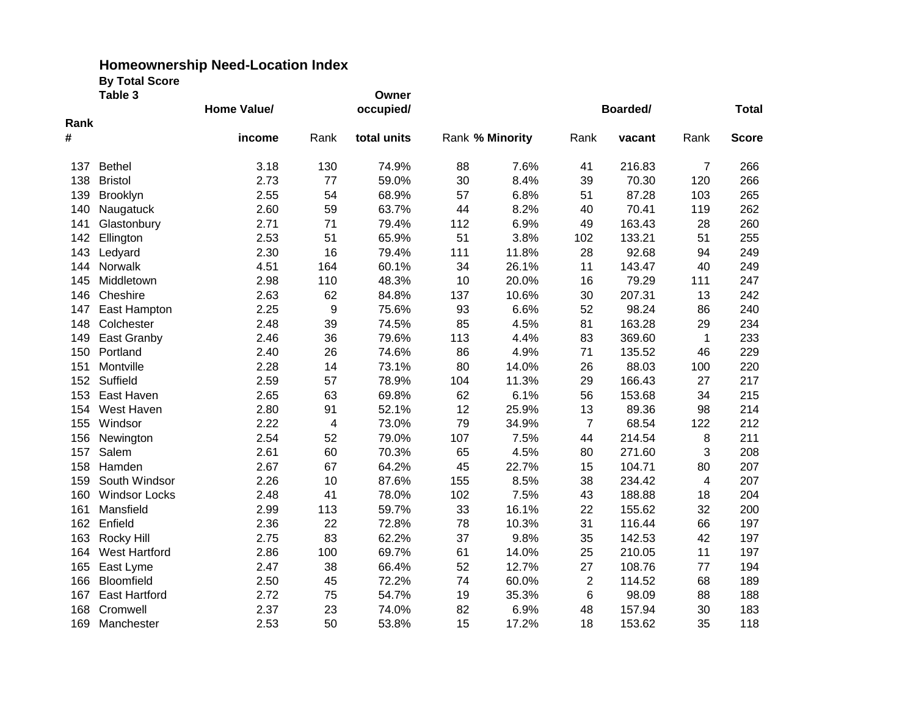## Homeownership Need-Location Index

### By Total Score

### Table 3

| Rank # | | Home Value/ income | Rank | Owner occupied/ total units | Rank | % Minority | Rank | Boarded/ vacant | Rank | Total Score |
|---|---|---|---|---|---|---|---|---|---|---|
| 137 | Bethel | 3.18 | 130 | 74.9% | 88 | 7.6% | 41 | 216.83 | 7 | 266 |
| 138 | Bristol | 2.73 | 77 | 59.0% | 30 | 8.4% | 39 | 70.30 | 120 | 266 |
| 139 | Brooklyn | 2.55 | 54 | 68.9% | 57 | 6.8% | 51 | 87.28 | 103 | 265 |
| 140 | Naugatuck | 2.60 | 59 | 63.7% | 44 | 8.2% | 40 | 70.41 | 119 | 262 |
| 141 | Glastonbury | 2.71 | 71 | 79.4% | 112 | 6.9% | 49 | 163.43 | 28 | 260 |
| 142 | Ellington | 2.53 | 51 | 65.9% | 51 | 3.8% | 102 | 133.21 | 51 | 255 |
| 143 | Ledyard | 2.30 | 16 | 79.4% | 111 | 11.8% | 28 | 92.68 | 94 | 249 |
| 144 | Norwalk | 4.51 | 164 | 60.1% | 34 | 26.1% | 11 | 143.47 | 40 | 249 |
| 145 | Middletown | 2.98 | 110 | 48.3% | 10 | 20.0% | 16 | 79.29 | 111 | 247 |
| 146 | Cheshire | 2.63 | 62 | 84.8% | 137 | 10.6% | 30 | 207.31 | 13 | 242 |
| 147 | East Hampton | 2.25 | 9 | 75.6% | 93 | 6.6% | 52 | 98.24 | 86 | 240 |
| 148 | Colchester | 2.48 | 39 | 74.5% | 85 | 4.5% | 81 | 163.28 | 29 | 234 |
| 149 | East Granby | 2.46 | 36 | 79.6% | 113 | 4.4% | 83 | 369.60 | 1 | 233 |
| 150 | Portland | 2.40 | 26 | 74.6% | 86 | 4.9% | 71 | 135.52 | 46 | 229 |
| 151 | Montville | 2.28 | 14 | 73.1% | 80 | 14.0% | 26 | 88.03 | 100 | 220 |
| 152 | Suffield | 2.59 | 57 | 78.9% | 104 | 11.3% | 29 | 166.43 | 27 | 217 |
| 153 | East Haven | 2.65 | 63 | 69.8% | 62 | 6.1% | 56 | 153.68 | 34 | 215 |
| 154 | West Haven | 2.80 | 91 | 52.1% | 12 | 25.9% | 13 | 89.36 | 98 | 214 |
| 155 | Windsor | 2.22 | 4 | 73.0% | 79 | 34.9% | 7 | 68.54 | 122 | 212 |
| 156 | Newington | 2.54 | 52 | 79.0% | 107 | 7.5% | 44 | 214.54 | 8 | 211 |
| 157 | Salem | 2.61 | 60 | 70.3% | 65 | 4.5% | 80 | 271.60 | 3 | 208 |
| 158 | Hamden | 2.67 | 67 | 64.2% | 45 | 22.7% | 15 | 104.71 | 80 | 207 |
| 159 | South Windsor | 2.26 | 10 | 87.6% | 155 | 8.5% | 38 | 234.42 | 4 | 207 |
| 160 | Windsor Locks | 2.48 | 41 | 78.0% | 102 | 7.5% | 43 | 188.88 | 18 | 204 |
| 161 | Mansfield | 2.99 | 113 | 59.7% | 33 | 16.1% | 22 | 155.62 | 32 | 200 |
| 162 | Enfield | 2.36 | 22 | 72.8% | 78 | 10.3% | 31 | 116.44 | 66 | 197 |
| 163 | Rocky Hill | 2.75 | 83 | 62.2% | 37 | 9.8% | 35 | 142.53 | 42 | 197 |
| 164 | West Hartford | 2.86 | 100 | 69.7% | 61 | 14.0% | 25 | 210.05 | 11 | 197 |
| 165 | East Lyme | 2.47 | 38 | 66.4% | 52 | 12.7% | 27 | 108.76 | 77 | 194 |
| 166 | Bloomfield | 2.50 | 45 | 72.2% | 74 | 60.0% | 2 | 114.52 | 68 | 189 |
| 167 | East Hartford | 2.72 | 75 | 54.7% | 19 | 35.3% | 6 | 98.09 | 88 | 188 |
| 168 | Cromwell | 2.37 | 23 | 74.0% | 82 | 6.9% | 48 | 157.94 | 30 | 183 |
| 169 | Manchester | 2.53 | 50 | 53.8% | 15 | 17.2% | 18 | 153.62 | 35 | 118 |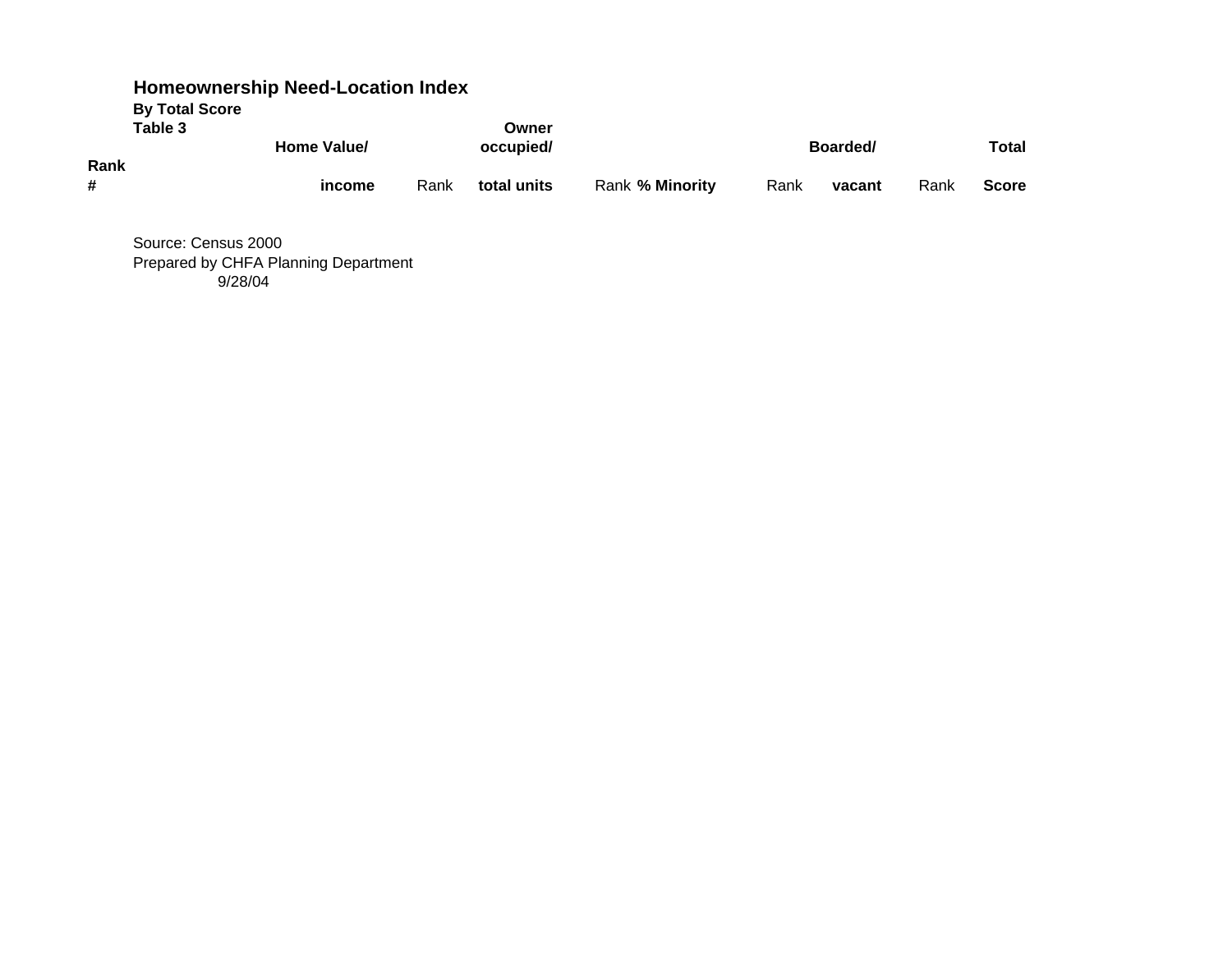## Homeownership Need-Location Index

**By Total Score**

**Table 3**

| Rank # | | Home Value/ income | Rank | Owner occupied/ total units | Rank | % Minority | Rank | Boarded/ vacant | Rank | Total Score |
|---|---|---|---|---|---|---|---|---|---|---|

Source: Census 2000

Prepared by CHFA Planning Department

9/28/04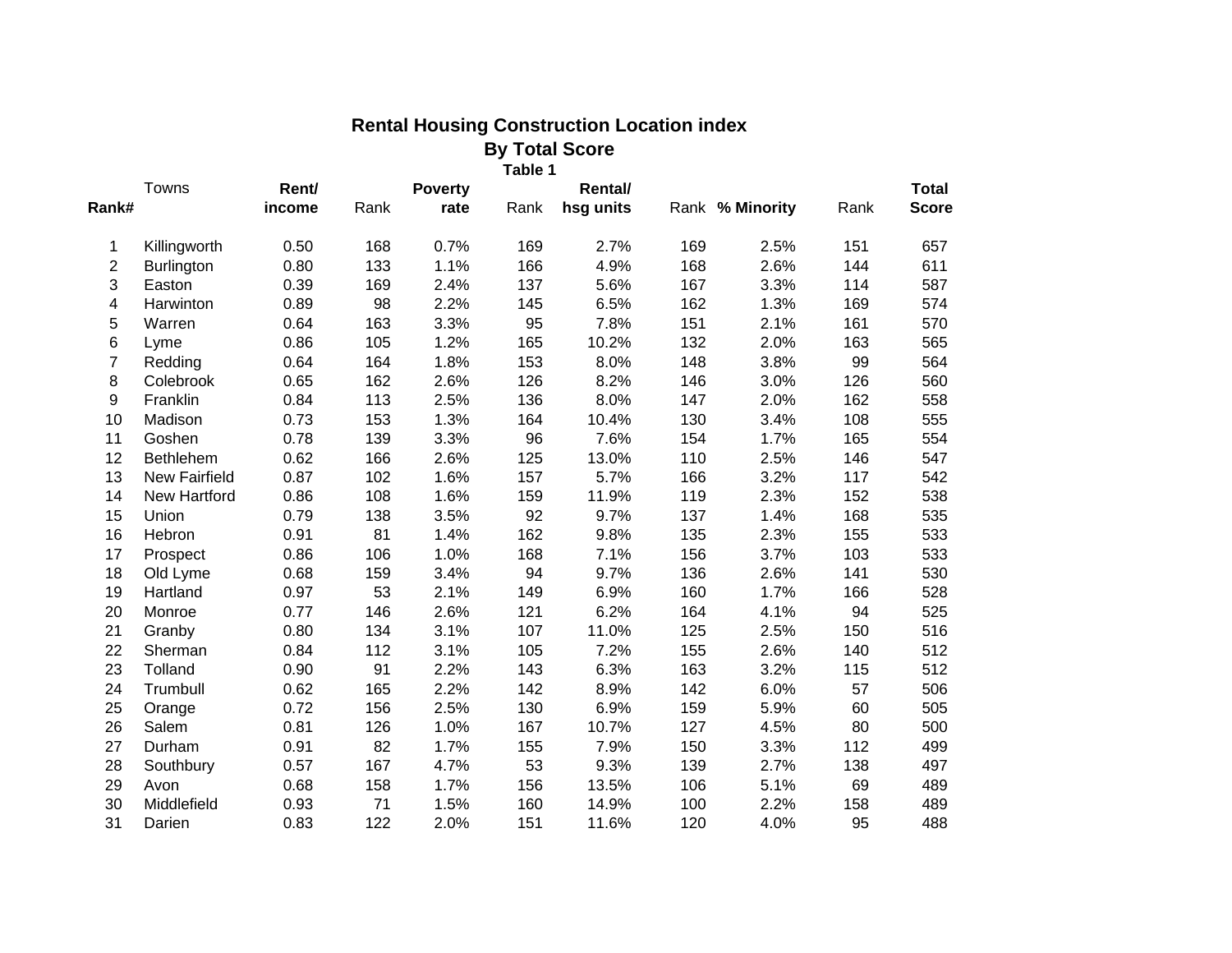## Rental Housing Construction Location index

### By Total Score

**Table 1**

| **Rank#** | Towns | **Rent/ income** | Rank | **Poverty rate** | Rank | **Rental/ hsg units** | Rank | **% Minority** | Rank | **Total Score** |
|---|---|---|---|---|---|---|---|---|---|---|
| 1 | Killingworth | 0.50 | 168 | 0.7% | 169 | 2.7% | 169 | 2.5% | 151 | 657 |
| 2 | Burlington | 0.80 | 133 | 1.1% | 166 | 4.9% | 168 | 2.6% | 144 | 611 |
| 3 | Easton | 0.39 | 169 | 2.4% | 137 | 5.6% | 167 | 3.3% | 114 | 587 |
| 4 | Harwinton | 0.89 | 98 | 2.2% | 145 | 6.5% | 162 | 1.3% | 169 | 574 |
| 5 | Warren | 0.64 | 163 | 3.3% | 95 | 7.8% | 151 | 2.1% | 161 | 570 |
| 6 | Lyme | 0.86 | 105 | 1.2% | 165 | 10.2% | 132 | 2.0% | 163 | 565 |
| 7 | Redding | 0.64 | 164 | 1.8% | 153 | 8.0% | 148 | 3.8% | 99 | 564 |
| 8 | Colebrook | 0.65 | 162 | 2.6% | 126 | 8.2% | 146 | 3.0% | 126 | 560 |
| 9 | Franklin | 0.84 | 113 | 2.5% | 136 | 8.0% | 147 | 2.0% | 162 | 558 |
| 10 | Madison | 0.73 | 153 | 1.3% | 164 | 10.4% | 130 | 3.4% | 108 | 555 |
| 11 | Goshen | 0.78 | 139 | 3.3% | 96 | 7.6% | 154 | 1.7% | 165 | 554 |
| 12 | Bethlehem | 0.62 | 166 | 2.6% | 125 | 13.0% | 110 | 2.5% | 146 | 547 |
| 13 | New Fairfield | 0.87 | 102 | 1.6% | 157 | 5.7% | 166 | 3.2% | 117 | 542 |
| 14 | New Hartford | 0.86 | 108 | 1.6% | 159 | 11.9% | 119 | 2.3% | 152 | 538 |
| 15 | Union | 0.79 | 138 | 3.5% | 92 | 9.7% | 137 | 1.4% | 168 | 535 |
| 16 | Hebron | 0.91 | 81 | 1.4% | 162 | 9.8% | 135 | 2.3% | 155 | 533 |
| 17 | Prospect | 0.86 | 106 | 1.0% | 168 | 7.1% | 156 | 3.7% | 103 | 533 |
| 18 | Old Lyme | 0.68 | 159 | 3.4% | 94 | 9.7% | 136 | 2.6% | 141 | 530 |
| 19 | Hartland | 0.97 | 53 | 2.1% | 149 | 6.9% | 160 | 1.7% | 166 | 528 |
| 20 | Monroe | 0.77 | 146 | 2.6% | 121 | 6.2% | 164 | 4.1% | 94 | 525 |
| 21 | Granby | 0.80 | 134 | 3.1% | 107 | 11.0% | 125 | 2.5% | 150 | 516 |
| 22 | Sherman | 0.84 | 112 | 3.1% | 105 | 7.2% | 155 | 2.6% | 140 | 512 |
| 23 | Tolland | 0.90 | 91 | 2.2% | 143 | 6.3% | 163 | 3.2% | 115 | 512 |
| 24 | Trumbull | 0.62 | 165 | 2.2% | 142 | 8.9% | 142 | 6.0% | 57 | 506 |
| 25 | Orange | 0.72 | 156 | 2.5% | 130 | 6.9% | 159 | 5.9% | 60 | 505 |
| 26 | Salem | 0.81 | 126 | 1.0% | 167 | 10.7% | 127 | 4.5% | 80 | 500 |
| 27 | Durham | 0.91 | 82 | 1.7% | 155 | 7.9% | 150 | 3.3% | 112 | 499 |
| 28 | Southbury | 0.57 | 167 | 4.7% | 53 | 9.3% | 139 | 2.7% | 138 | 497 |
| 29 | Avon | 0.68 | 158 | 1.7% | 156 | 13.5% | 106 | 5.1% | 69 | 489 |
| 30 | Middlefield | 0.93 | 71 | 1.5% | 160 | 14.9% | 100 | 2.2% | 158 | 489 |
| 31 | Darien | 0.83 | 122 | 2.0% | 151 | 11.6% | 120 | 4.0% | 95 | 488 |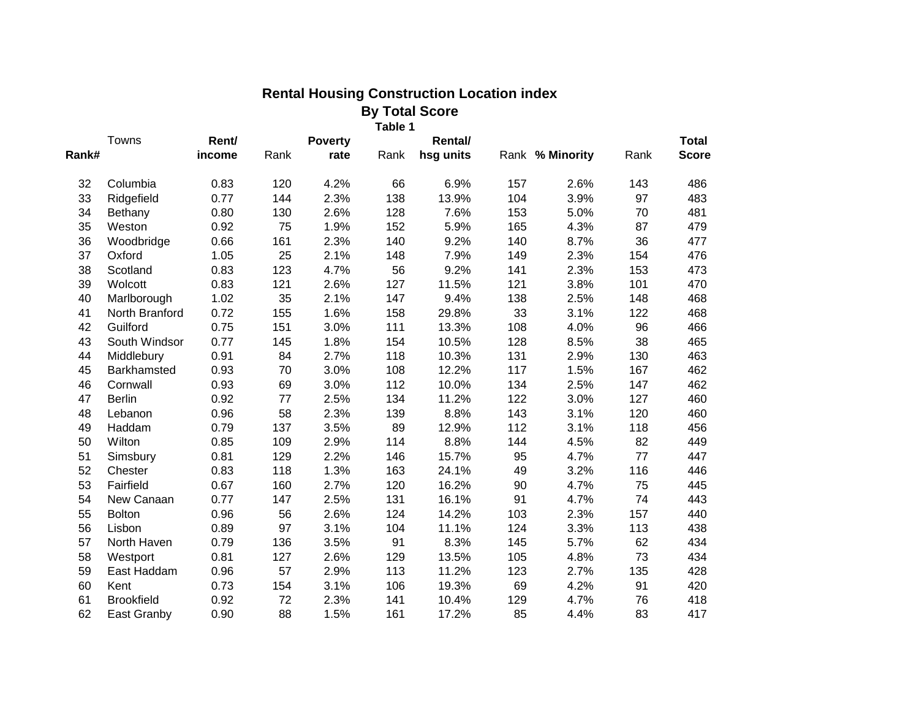# Rental Housing Construction Location index

## By Total Score

### Table 1

| Rank# | Towns | Rent/ income | Rank | Poverty rate | Rank | Rental/ hsg units | Rank | % Minority | Rank | Total Score |
|---|---|---|---|---|---|---|---|---|---|---|
| 32 | Columbia | 0.83 | 120 | 4.2% | 66 | 6.9% | 157 | 2.6% | 143 | 486 |
| 33 | Ridgefield | 0.77 | 144 | 2.3% | 138 | 13.9% | 104 | 3.9% | 97 | 483 |
| 34 | Bethany | 0.80 | 130 | 2.6% | 128 | 7.6% | 153 | 5.0% | 70 | 481 |
| 35 | Weston | 0.92 | 75 | 1.9% | 152 | 5.9% | 165 | 4.3% | 87 | 479 |
| 36 | Woodbridge | 0.66 | 161 | 2.3% | 140 | 9.2% | 140 | 8.7% | 36 | 477 |
| 37 | Oxford | 1.05 | 25 | 2.1% | 148 | 7.9% | 149 | 2.3% | 154 | 476 |
| 38 | Scotland | 0.83 | 123 | 4.7% | 56 | 9.2% | 141 | 2.3% | 153 | 473 |
| 39 | Wolcott | 0.83 | 121 | 2.6% | 127 | 11.5% | 121 | 3.8% | 101 | 470 |
| 40 | Marlborough | 1.02 | 35 | 2.1% | 147 | 9.4% | 138 | 2.5% | 148 | 468 |
| 41 | North Branford | 0.72 | 155 | 1.6% | 158 | 29.8% | 33 | 3.1% | 122 | 468 |
| 42 | Guilford | 0.75 | 151 | 3.0% | 111 | 13.3% | 108 | 4.0% | 96 | 466 |
| 43 | South Windsor | 0.77 | 145 | 1.8% | 154 | 10.5% | 128 | 8.5% | 38 | 465 |
| 44 | Middlebury | 0.91 | 84 | 2.7% | 118 | 10.3% | 131 | 2.9% | 130 | 463 |
| 45 | Barkhamsted | 0.93 | 70 | 3.0% | 108 | 12.2% | 117 | 1.5% | 167 | 462 |
| 46 | Cornwall | 0.93 | 69 | 3.0% | 112 | 10.0% | 134 | 2.5% | 147 | 462 |
| 47 | Berlin | 0.92 | 77 | 2.5% | 134 | 11.2% | 122 | 3.0% | 127 | 460 |
| 48 | Lebanon | 0.96 | 58 | 2.3% | 139 | 8.8% | 143 | 3.1% | 120 | 460 |
| 49 | Haddam | 0.79 | 137 | 3.5% | 89 | 12.9% | 112 | 3.1% | 118 | 456 |
| 50 | Wilton | 0.85 | 109 | 2.9% | 114 | 8.8% | 144 | 4.5% | 82 | 449 |
| 51 | Simsbury | 0.81 | 129 | 2.2% | 146 | 15.7% | 95 | 4.7% | 77 | 447 |
| 52 | Chester | 0.83 | 118 | 1.3% | 163 | 24.1% | 49 | 3.2% | 116 | 446 |
| 53 | Fairfield | 0.67 | 160 | 2.7% | 120 | 16.2% | 90 | 4.7% | 75 | 445 |
| 54 | New Canaan | 0.77 | 147 | 2.5% | 131 | 16.1% | 91 | 4.7% | 74 | 443 |
| 55 | Bolton | 0.96 | 56 | 2.6% | 124 | 14.2% | 103 | 2.3% | 157 | 440 |
| 56 | Lisbon | 0.89 | 97 | 3.1% | 104 | 11.1% | 124 | 3.3% | 113 | 438 |
| 57 | North Haven | 0.79 | 136 | 3.5% | 91 | 8.3% | 145 | 5.7% | 62 | 434 |
| 58 | Westport | 0.81 | 127 | 2.6% | 129 | 13.5% | 105 | 4.8% | 73 | 434 |
| 59 | East Haddam | 0.96 | 57 | 2.9% | 113 | 11.2% | 123 | 2.7% | 135 | 428 |
| 60 | Kent | 0.73 | 154 | 3.1% | 106 | 19.3% | 69 | 4.2% | 91 | 420 |
| 61 | Brookfield | 0.92 | 72 | 2.3% | 141 | 10.4% | 129 | 4.7% | 76 | 418 |
| 62 | East Granby | 0.90 | 88 | 1.5% | 161 | 17.2% | 85 | 4.4% | 83 | 417 |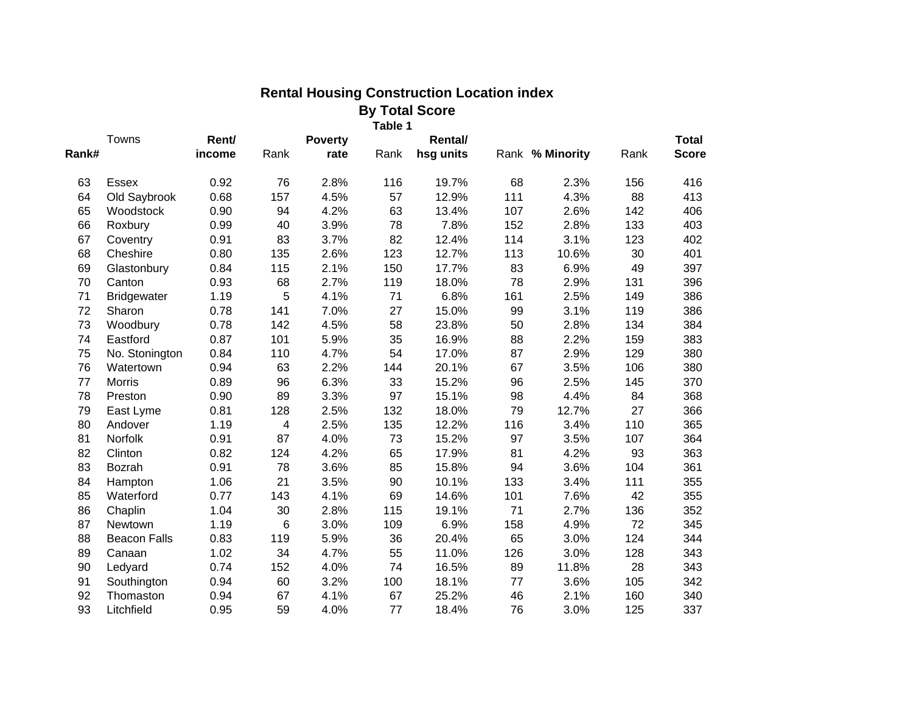# Rental Housing Construction Location index

## By Total Score

### Table 1

| Rank# | Towns | Rent/ income | Rank | Poverty rate | Rank | Rental/ hsg units | Rank | % Minority | Rank | Total Score |
|---|---|---|---|---|---|---|---|---|---|---|
| 63 | Essex | 0.92 | 76 | 2.8% | 116 | 19.7% | 68 | 2.3% | 156 | 416 |
| 64 | Old Saybrook | 0.68 | 157 | 4.5% | 57 | 12.9% | 111 | 4.3% | 88 | 413 |
| 65 | Woodstock | 0.90 | 94 | 4.2% | 63 | 13.4% | 107 | 2.6% | 142 | 406 |
| 66 | Roxbury | 0.99 | 40 | 3.9% | 78 | 7.8% | 152 | 2.8% | 133 | 403 |
| 67 | Coventry | 0.91 | 83 | 3.7% | 82 | 12.4% | 114 | 3.1% | 123 | 402 |
| 68 | Cheshire | 0.80 | 135 | 2.6% | 123 | 12.7% | 113 | 10.6% | 30 | 401 |
| 69 | Glastonbury | 0.84 | 115 | 2.1% | 150 | 17.7% | 83 | 6.9% | 49 | 397 |
| 70 | Canton | 0.93 | 68 | 2.7% | 119 | 18.0% | 78 | 2.9% | 131 | 396 |
| 71 | Bridgewater | 1.19 | 5 | 4.1% | 71 | 6.8% | 161 | 2.5% | 149 | 386 |
| 72 | Sharon | 0.78 | 141 | 7.0% | 27 | 15.0% | 99 | 3.1% | 119 | 386 |
| 73 | Woodbury | 0.78 | 142 | 4.5% | 58 | 23.8% | 50 | 2.8% | 134 | 384 |
| 74 | Eastford | 0.87 | 101 | 5.9% | 35 | 16.9% | 88 | 2.2% | 159 | 383 |
| 75 | No. Stonington | 0.84 | 110 | 4.7% | 54 | 17.0% | 87 | 2.9% | 129 | 380 |
| 76 | Watertown | 0.94 | 63 | 2.2% | 144 | 20.1% | 67 | 3.5% | 106 | 380 |
| 77 | Morris | 0.89 | 96 | 6.3% | 33 | 15.2% | 96 | 2.5% | 145 | 370 |
| 78 | Preston | 0.90 | 89 | 3.3% | 97 | 15.1% | 98 | 4.4% | 84 | 368 |
| 79 | East Lyme | 0.81 | 128 | 2.5% | 132 | 18.0% | 79 | 12.7% | 27 | 366 |
| 80 | Andover | 1.19 | 4 | 2.5% | 135 | 12.2% | 116 | 3.4% | 110 | 365 |
| 81 | Norfolk | 0.91 | 87 | 4.0% | 73 | 15.2% | 97 | 3.5% | 107 | 364 |
| 82 | Clinton | 0.82 | 124 | 4.2% | 65 | 17.9% | 81 | 4.2% | 93 | 363 |
| 83 | Bozrah | 0.91 | 78 | 3.6% | 85 | 15.8% | 94 | 3.6% | 104 | 361 |
| 84 | Hampton | 1.06 | 21 | 3.5% | 90 | 10.1% | 133 | 3.4% | 111 | 355 |
| 85 | Waterford | 0.77 | 143 | 4.1% | 69 | 14.6% | 101 | 7.6% | 42 | 355 |
| 86 | Chaplin | 1.04 | 30 | 2.8% | 115 | 19.1% | 71 | 2.7% | 136 | 352 |
| 87 | Newtown | 1.19 | 6 | 3.0% | 109 | 6.9% | 158 | 4.9% | 72 | 345 |
| 88 | Beacon Falls | 0.83 | 119 | 5.9% | 36 | 20.4% | 65 | 3.0% | 124 | 344 |
| 89 | Canaan | 1.02 | 34 | 4.7% | 55 | 11.0% | 126 | 3.0% | 128 | 343 |
| 90 | Ledyard | 0.74 | 152 | 4.0% | 74 | 16.5% | 89 | 11.8% | 28 | 343 |
| 91 | Southington | 0.94 | 60 | 3.2% | 100 | 18.1% | 77 | 3.6% | 105 | 342 |
| 92 | Thomaston | 0.94 | 67 | 4.1% | 67 | 25.2% | 46 | 2.1% | 160 | 340 |
| 93 | Litchfield | 0.95 | 59 | 4.0% | 77 | 18.4% | 76 | 3.0% | 125 | 337 |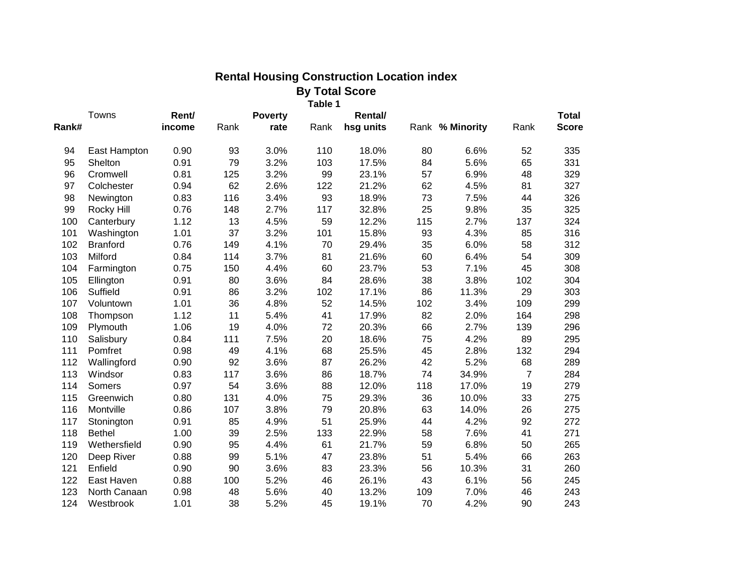## Rental Housing Construction Location index

### By Total Score

**Table 1**

| Rank# | Towns | Rent/ income | Rank | Poverty rate | Rank | Rental/ hsg units | Rank | % Minority | Rank | Total Score |
|---|---|---|---|---|---|---|---|---|---|---|
| 94 | East Hampton | 0.90 | 93 | 3.0% | 110 | 18.0% | 80 | 6.6% | 52 | 335 |
| 95 | Shelton | 0.91 | 79 | 3.2% | 103 | 17.5% | 84 | 5.6% | 65 | 331 |
| 96 | Cromwell | 0.81 | 125 | 3.2% | 99 | 23.1% | 57 | 6.9% | 48 | 329 |
| 97 | Colchester | 0.94 | 62 | 2.6% | 122 | 21.2% | 62 | 4.5% | 81 | 327 |
| 98 | Newington | 0.83 | 116 | 3.4% | 93 | 18.9% | 73 | 7.5% | 44 | 326 |
| 99 | Rocky Hill | 0.76 | 148 | 2.7% | 117 | 32.8% | 25 | 9.8% | 35 | 325 |
| 100 | Canterbury | 1.12 | 13 | 4.5% | 59 | 12.2% | 115 | 2.7% | 137 | 324 |
| 101 | Washington | 1.01 | 37 | 3.2% | 101 | 15.8% | 93 | 4.3% | 85 | 316 |
| 102 | Branford | 0.76 | 149 | 4.1% | 70 | 29.4% | 35 | 6.0% | 58 | 312 |
| 103 | Milford | 0.84 | 114 | 3.7% | 81 | 21.6% | 60 | 6.4% | 54 | 309 |
| 104 | Farmington | 0.75 | 150 | 4.4% | 60 | 23.7% | 53 | 7.1% | 45 | 308 |
| 105 | Ellington | 0.91 | 80 | 3.6% | 84 | 28.6% | 38 | 3.8% | 102 | 304 |
| 106 | Suffield | 0.91 | 86 | 3.2% | 102 | 17.1% | 86 | 11.3% | 29 | 303 |
| 107 | Voluntown | 1.01 | 36 | 4.8% | 52 | 14.5% | 102 | 3.4% | 109 | 299 |
| 108 | Thompson | 1.12 | 11 | 5.4% | 41 | 17.9% | 82 | 2.0% | 164 | 298 |
| 109 | Plymouth | 1.06 | 19 | 4.0% | 72 | 20.3% | 66 | 2.7% | 139 | 296 |
| 110 | Salisbury | 0.84 | 111 | 7.5% | 20 | 18.6% | 75 | 4.2% | 89 | 295 |
| 111 | Pomfret | 0.98 | 49 | 4.1% | 68 | 25.5% | 45 | 2.8% | 132 | 294 |
| 112 | Wallingford | 0.90 | 92 | 3.6% | 87 | 26.2% | 42 | 5.2% | 68 | 289 |
| 113 | Windsor | 0.83 | 117 | 3.6% | 86 | 18.7% | 74 | 34.9% | 7 | 284 |
| 114 | Somers | 0.97 | 54 | 3.6% | 88 | 12.0% | 118 | 17.0% | 19 | 279 |
| 115 | Greenwich | 0.80 | 131 | 4.0% | 75 | 29.3% | 36 | 10.0% | 33 | 275 |
| 116 | Montville | 0.86 | 107 | 3.8% | 79 | 20.8% | 63 | 14.0% | 26 | 275 |
| 117 | Stonington | 0.91 | 85 | 4.9% | 51 | 25.9% | 44 | 4.2% | 92 | 272 |
| 118 | Bethel | 1.00 | 39 | 2.5% | 133 | 22.9% | 58 | 7.6% | 41 | 271 |
| 119 | Wethersfield | 0.90 | 95 | 4.4% | 61 | 21.7% | 59 | 6.8% | 50 | 265 |
| 120 | Deep River | 0.88 | 99 | 5.1% | 47 | 23.8% | 51 | 5.4% | 66 | 263 |
| 121 | Enfield | 0.90 | 90 | 3.6% | 83 | 23.3% | 56 | 10.3% | 31 | 260 |
| 122 | East Haven | 0.88 | 100 | 5.2% | 46 | 26.1% | 43 | 6.1% | 56 | 245 |
| 123 | North Canaan | 0.98 | 48 | 5.6% | 40 | 13.2% | 109 | 7.0% | 46 | 243 |
| 124 | Westbrook | 1.01 | 38 | 5.2% | 45 | 19.1% | 70 | 4.2% | 90 | 243 |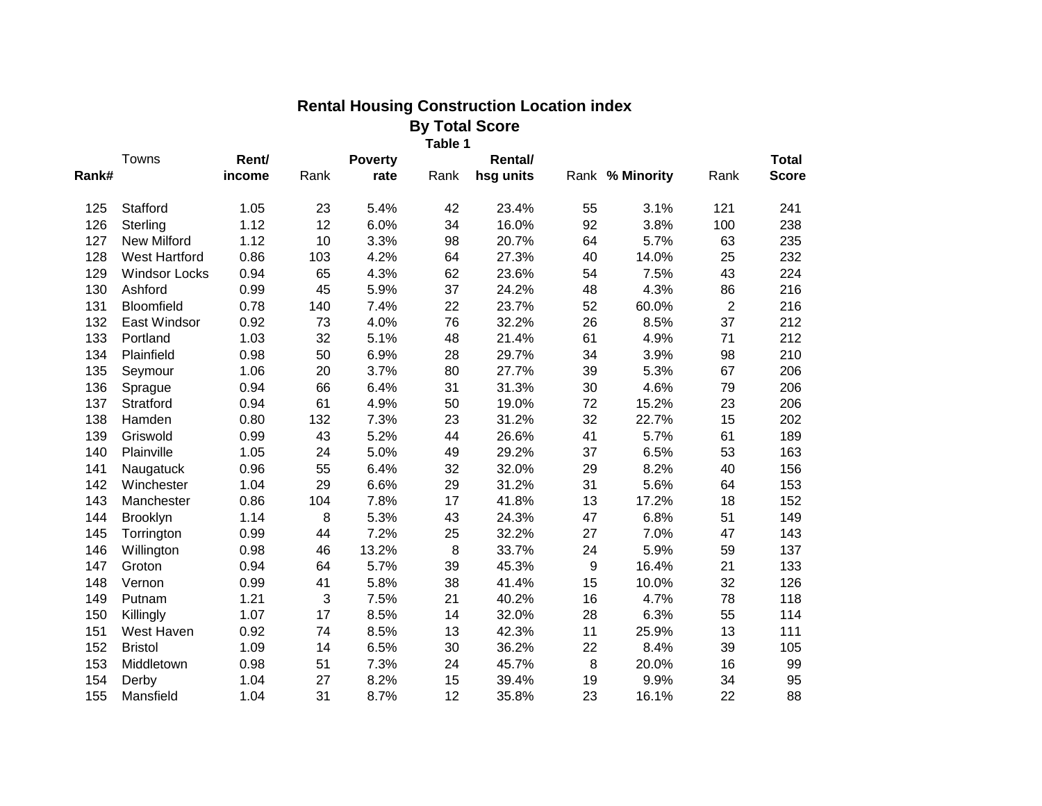## Rental Housing Construction Location index

### By Total Score

**Table 1**

| Rank# | Towns | Rent/ income | Rank | Poverty rate | Rank | Rental/ hsg units | Rank | % Minority | Rank | Total Score |
|---|---|---|---|---|---|---|---|---|---|---|
| 125 | Stafford | 1.05 | 23 | 5.4% | 42 | 23.4% | 55 | 3.1% | 121 | 241 |
| 126 | Sterling | 1.12 | 12 | 6.0% | 34 | 16.0% | 92 | 3.8% | 100 | 238 |
| 127 | New Milford | 1.12 | 10 | 3.3% | 98 | 20.7% | 64 | 5.7% | 63 | 235 |
| 128 | West Hartford | 0.86 | 103 | 4.2% | 64 | 27.3% | 40 | 14.0% | 25 | 232 |
| 129 | Windsor Locks | 0.94 | 65 | 4.3% | 62 | 23.6% | 54 | 7.5% | 43 | 224 |
| 130 | Ashford | 0.99 | 45 | 5.9% | 37 | 24.2% | 48 | 4.3% | 86 | 216 |
| 131 | Bloomfield | 0.78 | 140 | 7.4% | 22 | 23.7% | 52 | 60.0% | 2 | 216 |
| 132 | East Windsor | 0.92 | 73 | 4.0% | 76 | 32.2% | 26 | 8.5% | 37 | 212 |
| 133 | Portland | 1.03 | 32 | 5.1% | 48 | 21.4% | 61 | 4.9% | 71 | 212 |
| 134 | Plainfield | 0.98 | 50 | 6.9% | 28 | 29.7% | 34 | 3.9% | 98 | 210 |
| 135 | Seymour | 1.06 | 20 | 3.7% | 80 | 27.7% | 39 | 5.3% | 67 | 206 |
| 136 | Sprague | 0.94 | 66 | 6.4% | 31 | 31.3% | 30 | 4.6% | 79 | 206 |
| 137 | Stratford | 0.94 | 61 | 4.9% | 50 | 19.0% | 72 | 15.2% | 23 | 206 |
| 138 | Hamden | 0.80 | 132 | 7.3% | 23 | 31.2% | 32 | 22.7% | 15 | 202 |
| 139 | Griswold | 0.99 | 43 | 5.2% | 44 | 26.6% | 41 | 5.7% | 61 | 189 |
| 140 | Plainville | 1.05 | 24 | 5.0% | 49 | 29.2% | 37 | 6.5% | 53 | 163 |
| 141 | Naugatuck | 0.96 | 55 | 6.4% | 32 | 32.0% | 29 | 8.2% | 40 | 156 |
| 142 | Winchester | 1.04 | 29 | 6.6% | 29 | 31.2% | 31 | 5.6% | 64 | 153 |
| 143 | Manchester | 0.86 | 104 | 7.8% | 17 | 41.8% | 13 | 17.2% | 18 | 152 |
| 144 | Brooklyn | 1.14 | 8 | 5.3% | 43 | 24.3% | 47 | 6.8% | 51 | 149 |
| 145 | Torrington | 0.99 | 44 | 7.2% | 25 | 32.2% | 27 | 7.0% | 47 | 143 |
| 146 | Willington | 0.98 | 46 | 13.2% | 8 | 33.7% | 24 | 5.9% | 59 | 137 |
| 147 | Groton | 0.94 | 64 | 5.7% | 39 | 45.3% | 9 | 16.4% | 21 | 133 |
| 148 | Vernon | 0.99 | 41 | 5.8% | 38 | 41.4% | 15 | 10.0% | 32 | 126 |
| 149 | Putnam | 1.21 | 3 | 7.5% | 21 | 40.2% | 16 | 4.7% | 78 | 118 |
| 150 | Killingly | 1.07 | 17 | 8.5% | 14 | 32.0% | 28 | 6.3% | 55 | 114 |
| 151 | West Haven | 0.92 | 74 | 8.5% | 13 | 42.3% | 11 | 25.9% | 13 | 111 |
| 152 | Bristol | 1.09 | 14 | 6.5% | 30 | 36.2% | 22 | 8.4% | 39 | 105 |
| 153 | Middletown | 0.98 | 51 | 7.3% | 24 | 45.7% | 8 | 20.0% | 16 | 99 |
| 154 | Derby | 1.04 | 27 | 8.2% | 15 | 39.4% | 19 | 9.9% | 34 | 95 |
| 155 | Mansfield | 1.04 | 31 | 8.7% | 12 | 35.8% | 23 | 16.1% | 22 | 88 |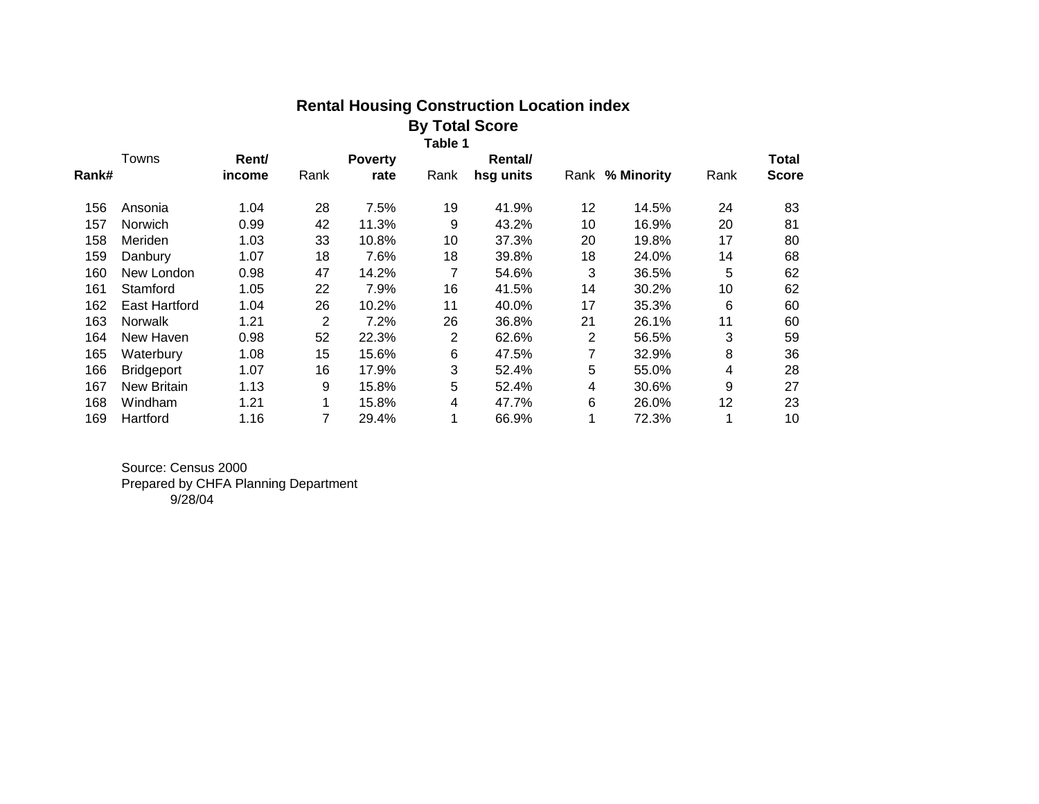## Rental Housing Construction Location index

### By Total Score

**Table 1**

| Rank# | Towns | Rent/ income | Rank | Poverty rate | Rank | Rental/ hsg units | Rank | % Minority | Rank | Total Score |
|---|---|---|---|---|---|---|---|---|---|---|
| 156 | Ansonia | 1.04 | 28 | 7.5% | 19 | 41.9% | 12 | 14.5% | 24 | 83 |
| 157 | Norwich | 0.99 | 42 | 11.3% | 9 | 43.2% | 10 | 16.9% | 20 | 81 |
| 158 | Meriden | 1.03 | 33 | 10.8% | 10 | 37.3% | 20 | 19.8% | 17 | 80 |
| 159 | Danbury | 1.07 | 18 | 7.6% | 18 | 39.8% | 18 | 24.0% | 14 | 68 |
| 160 | New London | 0.98 | 47 | 14.2% | 7 | 54.6% | 3 | 36.5% | 5 | 62 |
| 161 | Stamford | 1.05 | 22 | 7.9% | 16 | 41.5% | 14 | 30.2% | 10 | 62 |
| 162 | East Hartford | 1.04 | 26 | 10.2% | 11 | 40.0% | 17 | 35.3% | 6 | 60 |
| 163 | Norwalk | 1.21 | 2 | 7.2% | 26 | 36.8% | 21 | 26.1% | 11 | 60 |
| 164 | New Haven | 0.98 | 52 | 22.3% | 2 | 62.6% | 2 | 56.5% | 3 | 59 |
| 165 | Waterbury | 1.08 | 15 | 15.6% | 6 | 47.5% | 7 | 32.9% | 8 | 36 |
| 166 | Bridgeport | 1.07 | 16 | 17.9% | 3 | 52.4% | 5 | 55.0% | 4 | 28 |
| 167 | New Britain | 1.13 | 9 | 15.8% | 5 | 52.4% | 4 | 30.6% | 9 | 27 |
| 168 | Windham | 1.21 | 1 | 15.8% | 4 | 47.7% | 6 | 26.0% | 12 | 23 |
| 169 | Hartford | 1.16 | 7 | 29.4% | 1 | 66.9% | 1 | 72.3% | 1 | 10 |

Source: Census 2000
Prepared by CHFA Planning Department
9/28/04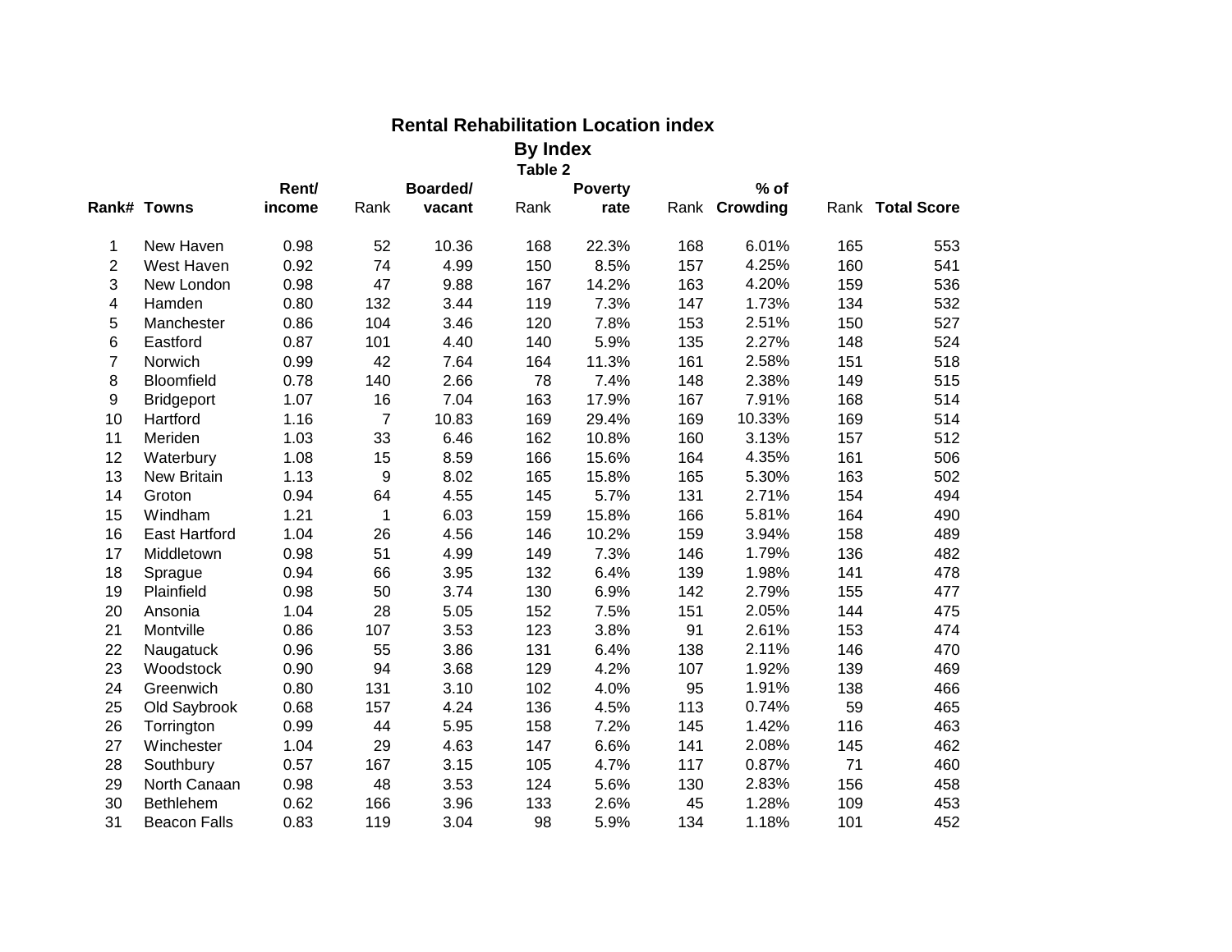## Rental Rehabilitation Location index

### By Index

#### Table 2

| Rank# | Towns | Rent/ income | Rank | Boarded/ vacant | Rank | Poverty rate | Rank | % of Crowding | Rank | Total Score |
|---|---|---|---|---|---|---|---|---|---|---|
| 1 | New Haven | 0.98 | 52 | 10.36 | 168 | 22.3% | 168 | 6.01% | 165 | 553 |
| 2 | West Haven | 0.92 | 74 | 4.99 | 150 | 8.5% | 157 | 4.25% | 160 | 541 |
| 3 | New London | 0.98 | 47 | 9.88 | 167 | 14.2% | 163 | 4.20% | 159 | 536 |
| 4 | Hamden | 0.80 | 132 | 3.44 | 119 | 7.3% | 147 | 1.73% | 134 | 532 |
| 5 | Manchester | 0.86 | 104 | 3.46 | 120 | 7.8% | 153 | 2.51% | 150 | 527 |
| 6 | Eastford | 0.87 | 101 | 4.40 | 140 | 5.9% | 135 | 2.27% | 148 | 524 |
| 7 | Norwich | 0.99 | 42 | 7.64 | 164 | 11.3% | 161 | 2.58% | 151 | 518 |
| 8 | Bloomfield | 0.78 | 140 | 2.66 | 78 | 7.4% | 148 | 2.38% | 149 | 515 |
| 9 | Bridgeport | 1.07 | 16 | 7.04 | 163 | 17.9% | 167 | 7.91% | 168 | 514 |
| 10 | Hartford | 1.16 | 7 | 10.83 | 169 | 29.4% | 169 | 10.33% | 169 | 514 |
| 11 | Meriden | 1.03 | 33 | 6.46 | 162 | 10.8% | 160 | 3.13% | 157 | 512 |
| 12 | Waterbury | 1.08 | 15 | 8.59 | 166 | 15.6% | 164 | 4.35% | 161 | 506 |
| 13 | New Britain | 1.13 | 9 | 8.02 | 165 | 15.8% | 165 | 5.30% | 163 | 502 |
| 14 | Groton | 0.94 | 64 | 4.55 | 145 | 5.7% | 131 | 2.71% | 154 | 494 |
| 15 | Windham | 1.21 | 1 | 6.03 | 159 | 15.8% | 166 | 5.81% | 164 | 490 |
| 16 | East Hartford | 1.04 | 26 | 4.56 | 146 | 10.2% | 159 | 3.94% | 158 | 489 |
| 17 | Middletown | 0.98 | 51 | 4.99 | 149 | 7.3% | 146 | 1.79% | 136 | 482 |
| 18 | Sprague | 0.94 | 66 | 3.95 | 132 | 6.4% | 139 | 1.98% | 141 | 478 |
| 19 | Plainfield | 0.98 | 50 | 3.74 | 130 | 6.9% | 142 | 2.79% | 155 | 477 |
| 20 | Ansonia | 1.04 | 28 | 5.05 | 152 | 7.5% | 151 | 2.05% | 144 | 475 |
| 21 | Montville | 0.86 | 107 | 3.53 | 123 | 3.8% | 91 | 2.61% | 153 | 474 |
| 22 | Naugatuck | 0.96 | 55 | 3.86 | 131 | 6.4% | 138 | 2.11% | 146 | 470 |
| 23 | Woodstock | 0.90 | 94 | 3.68 | 129 | 4.2% | 107 | 1.92% | 139 | 469 |
| 24 | Greenwich | 0.80 | 131 | 3.10 | 102 | 4.0% | 95 | 1.91% | 138 | 466 |
| 25 | Old Saybrook | 0.68 | 157 | 4.24 | 136 | 4.5% | 113 | 0.74% | 59 | 465 |
| 26 | Torrington | 0.99 | 44 | 5.95 | 158 | 7.2% | 145 | 1.42% | 116 | 463 |
| 27 | Winchester | 1.04 | 29 | 4.63 | 147 | 6.6% | 141 | 2.08% | 145 | 462 |
| 28 | Southbury | 0.57 | 167 | 3.15 | 105 | 4.7% | 117 | 0.87% | 71 | 460 |
| 29 | North Canaan | 0.98 | 48 | 3.53 | 124 | 5.6% | 130 | 2.83% | 156 | 458 |
| 30 | Bethlehem | 0.62 | 166 | 3.96 | 133 | 2.6% | 45 | 1.28% | 109 | 453 |
| 31 | Beacon Falls | 0.83 | 119 | 3.04 | 98 | 5.9% | 134 | 1.18% | 101 | 452 |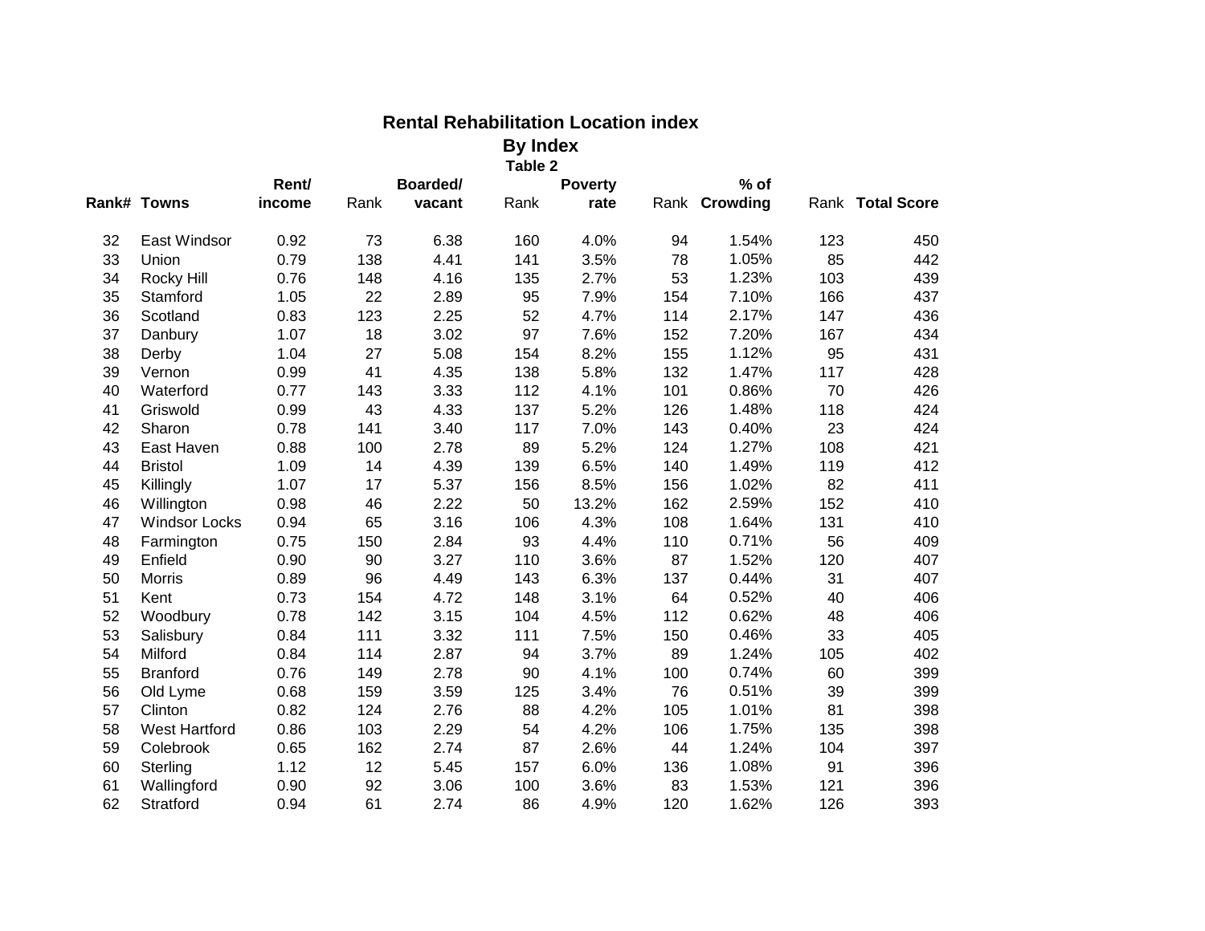# Rental Rehabilitation Location index

## By Index

### Table 2

| Rank# | Towns | Rent/ income | Rank | Boarded/ vacant | Rank | Poverty rate | Rank | % of Crowding | Rank | Total Score |
|---|---|---|---|---|---|---|---|---|---|---|
| 32 | East Windsor | 0.92 | 73 | 6.38 | 160 | 4.0% | 94 | 1.54% | 123 | 450 |
| 33 | Union | 0.79 | 138 | 4.41 | 141 | 3.5% | 78 | 1.05% | 85 | 442 |
| 34 | Rocky Hill | 0.76 | 148 | 4.16 | 135 | 2.7% | 53 | 1.23% | 103 | 439 |
| 35 | Stamford | 1.05 | 22 | 2.89 | 95 | 7.9% | 154 | 7.10% | 166 | 437 |
| 36 | Scotland | 0.83 | 123 | 2.25 | 52 | 4.7% | 114 | 2.17% | 147 | 436 |
| 37 | Danbury | 1.07 | 18 | 3.02 | 97 | 7.6% | 152 | 7.20% | 167 | 434 |
| 38 | Derby | 1.04 | 27 | 5.08 | 154 | 8.2% | 155 | 1.12% | 95 | 431 |
| 39 | Vernon | 0.99 | 41 | 4.35 | 138 | 5.8% | 132 | 1.47% | 117 | 428 |
| 40 | Waterford | 0.77 | 143 | 3.33 | 112 | 4.1% | 101 | 0.86% | 70 | 426 |
| 41 | Griswold | 0.99 | 43 | 4.33 | 137 | 5.2% | 126 | 1.48% | 118 | 424 |
| 42 | Sharon | 0.78 | 141 | 3.40 | 117 | 7.0% | 143 | 0.40% | 23 | 424 |
| 43 | East Haven | 0.88 | 100 | 2.78 | 89 | 5.2% | 124 | 1.27% | 108 | 421 |
| 44 | Bristol | 1.09 | 14 | 4.39 | 139 | 6.5% | 140 | 1.49% | 119 | 412 |
| 45 | Killingly | 1.07 | 17 | 5.37 | 156 | 8.5% | 156 | 1.02% | 82 | 411 |
| 46 | Willington | 0.98 | 46 | 2.22 | 50 | 13.2% | 162 | 2.59% | 152 | 410 |
| 47 | Windsor Locks | 0.94 | 65 | 3.16 | 106 | 4.3% | 108 | 1.64% | 131 | 410 |
| 48 | Farmington | 0.75 | 150 | 2.84 | 93 | 4.4% | 110 | 0.71% | 56 | 409 |
| 49 | Enfield | 0.90 | 90 | 3.27 | 110 | 3.6% | 87 | 1.52% | 120 | 407 |
| 50 | Morris | 0.89 | 96 | 4.49 | 143 | 6.3% | 137 | 0.44% | 31 | 407 |
| 51 | Kent | 0.73 | 154 | 4.72 | 148 | 3.1% | 64 | 0.52% | 40 | 406 |
| 52 | Woodbury | 0.78 | 142 | 3.15 | 104 | 4.5% | 112 | 0.62% | 48 | 406 |
| 53 | Salisbury | 0.84 | 111 | 3.32 | 111 | 7.5% | 150 | 0.46% | 33 | 405 |
| 54 | Milford | 0.84 | 114 | 2.87 | 94 | 3.7% | 89 | 1.24% | 105 | 402 |
| 55 | Branford | 0.76 | 149 | 2.78 | 90 | 4.1% | 100 | 0.74% | 60 | 399 |
| 56 | Old Lyme | 0.68 | 159 | 3.59 | 125 | 3.4% | 76 | 0.51% | 39 | 399 |
| 57 | Clinton | 0.82 | 124 | 2.76 | 88 | 4.2% | 105 | 1.01% | 81 | 398 |
| 58 | West Hartford | 0.86 | 103 | 2.29 | 54 | 4.2% | 106 | 1.75% | 135 | 398 |
| 59 | Colebrook | 0.65 | 162 | 2.74 | 87 | 2.6% | 44 | 1.24% | 104 | 397 |
| 60 | Sterling | 1.12 | 12 | 5.45 | 157 | 6.0% | 136 | 1.08% | 91 | 396 |
| 61 | Wallingford | 0.90 | 92 | 3.06 | 100 | 3.6% | 83 | 1.53% | 121 | 396 |
| 62 | Stratford | 0.94 | 61 | 2.74 | 86 | 4.9% | 120 | 1.62% | 126 | 393 |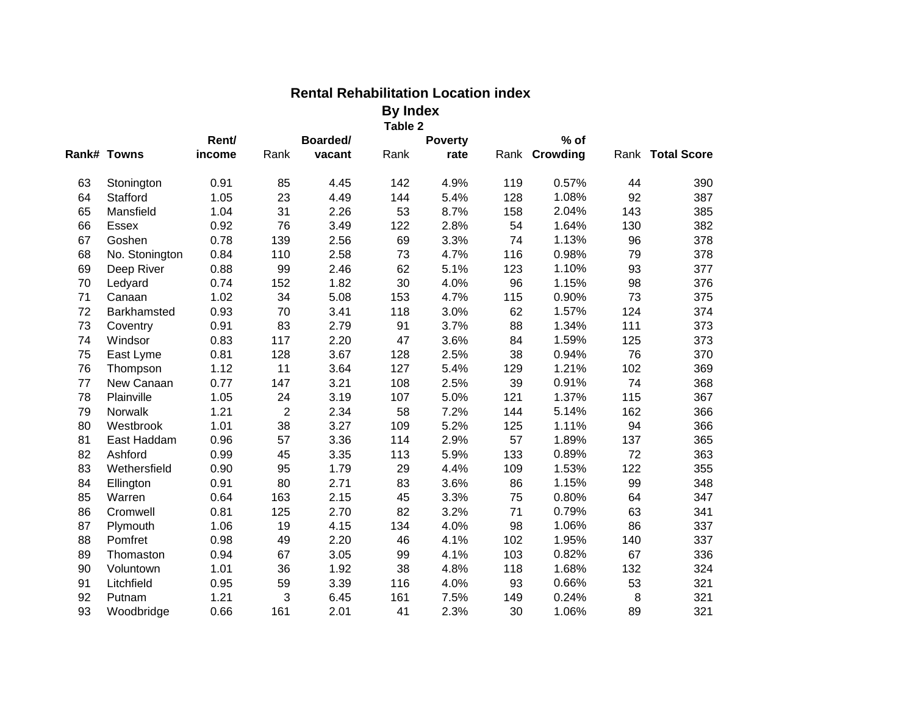## Rental Rehabilitation Location index

### By Index

**Table 2**

| Rank# | Towns | Rent/ income | Rank | Boarded/ vacant | Rank | Poverty rate | Rank | % of Crowding | Rank | Total Score |
|---|---|---|---|---|---|---|---|---|---|---|
| 63 | Stonington | 0.91 | 85 | 4.45 | 142 | 4.9% | 119 | 0.57% | 44 | 390 |
| 64 | Stafford | 1.05 | 23 | 4.49 | 144 | 5.4% | 128 | 1.08% | 92 | 387 |
| 65 | Mansfield | 1.04 | 31 | 2.26 | 53 | 8.7% | 158 | 2.04% | 143 | 385 |
| 66 | Essex | 0.92 | 76 | 3.49 | 122 | 2.8% | 54 | 1.64% | 130 | 382 |
| 67 | Goshen | 0.78 | 139 | 2.56 | 69 | 3.3% | 74 | 1.13% | 96 | 378 |
| 68 | No. Stonington | 0.84 | 110 | 2.58 | 73 | 4.7% | 116 | 0.98% | 79 | 378 |
| 69 | Deep River | 0.88 | 99 | 2.46 | 62 | 5.1% | 123 | 1.10% | 93 | 377 |
| 70 | Ledyard | 0.74 | 152 | 1.82 | 30 | 4.0% | 96 | 1.15% | 98 | 376 |
| 71 | Canaan | 1.02 | 34 | 5.08 | 153 | 4.7% | 115 | 0.90% | 73 | 375 |
| 72 | Barkhamsted | 0.93 | 70 | 3.41 | 118 | 3.0% | 62 | 1.57% | 124 | 374 |
| 73 | Coventry | 0.91 | 83 | 2.79 | 91 | 3.7% | 88 | 1.34% | 111 | 373 |
| 74 | Windsor | 0.83 | 117 | 2.20 | 47 | 3.6% | 84 | 1.59% | 125 | 373 |
| 75 | East Lyme | 0.81 | 128 | 3.67 | 128 | 2.5% | 38 | 0.94% | 76 | 370 |
| 76 | Thompson | 1.12 | 11 | 3.64 | 127 | 5.4% | 129 | 1.21% | 102 | 369 |
| 77 | New Canaan | 0.77 | 147 | 3.21 | 108 | 2.5% | 39 | 0.91% | 74 | 368 |
| 78 | Plainville | 1.05 | 24 | 3.19 | 107 | 5.0% | 121 | 1.37% | 115 | 367 |
| 79 | Norwalk | 1.21 | 2 | 2.34 | 58 | 7.2% | 144 | 5.14% | 162 | 366 |
| 80 | Westbrook | 1.01 | 38 | 3.27 | 109 | 5.2% | 125 | 1.11% | 94 | 366 |
| 81 | East Haddam | 0.96 | 57 | 3.36 | 114 | 2.9% | 57 | 1.89% | 137 | 365 |
| 82 | Ashford | 0.99 | 45 | 3.35 | 113 | 5.9% | 133 | 0.89% | 72 | 363 |
| 83 | Wethersfield | 0.90 | 95 | 1.79 | 29 | 4.4% | 109 | 1.53% | 122 | 355 |
| 84 | Ellington | 0.91 | 80 | 2.71 | 83 | 3.6% | 86 | 1.15% | 99 | 348 |
| 85 | Warren | 0.64 | 163 | 2.15 | 45 | 3.3% | 75 | 0.80% | 64 | 347 |
| 86 | Cromwell | 0.81 | 125 | 2.70 | 82 | 3.2% | 71 | 0.79% | 63 | 341 |
| 87 | Plymouth | 1.06 | 19 | 4.15 | 134 | 4.0% | 98 | 1.06% | 86 | 337 |
| 88 | Pomfret | 0.98 | 49 | 2.20 | 46 | 4.1% | 102 | 1.95% | 140 | 337 |
| 89 | Thomaston | 0.94 | 67 | 3.05 | 99 | 4.1% | 103 | 0.82% | 67 | 336 |
| 90 | Voluntown | 1.01 | 36 | 1.92 | 38 | 4.8% | 118 | 1.68% | 132 | 324 |
| 91 | Litchfield | 0.95 | 59 | 3.39 | 116 | 4.0% | 93 | 0.66% | 53 | 321 |
| 92 | Putnam | 1.21 | 3 | 6.45 | 161 | 7.5% | 149 | 0.24% | 8 | 321 |
| 93 | Woodbridge | 0.66 | 161 | 2.01 | 41 | 2.3% | 30 | 1.06% | 89 | 321 |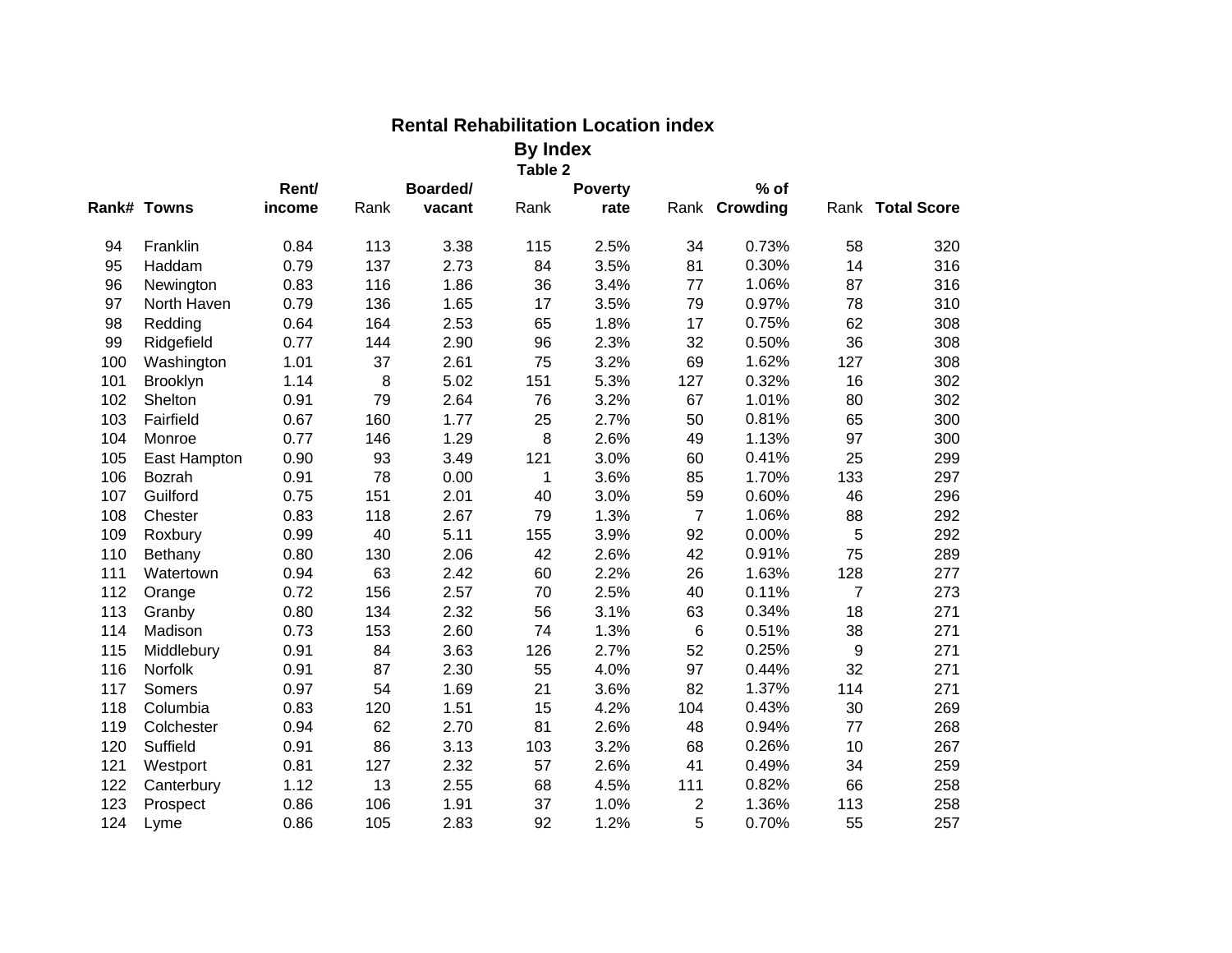# Rental Rehabilitation Location index

## By Index

### Table 2

| Rank# | Towns | Rent/ income | Rank | Boarded/ vacant | Rank | Poverty rate | Rank | % of Crowding | Rank | Total Score |
|---|---|---|---|---|---|---|---|---|---|---|
| 94 | Franklin | 0.84 | 113 | 3.38 | 115 | 2.5% | 34 | 0.73% | 58 | 320 |
| 95 | Haddam | 0.79 | 137 | 2.73 | 84 | 3.5% | 81 | 0.30% | 14 | 316 |
| 96 | Newington | 0.83 | 116 | 1.86 | 36 | 3.4% | 77 | 1.06% | 87 | 316 |
| 97 | North Haven | 0.79 | 136 | 1.65 | 17 | 3.5% | 79 | 0.97% | 78 | 310 |
| 98 | Redding | 0.64 | 164 | 2.53 | 65 | 1.8% | 17 | 0.75% | 62 | 308 |
| 99 | Ridgefield | 0.77 | 144 | 2.90 | 96 | 2.3% | 32 | 0.50% | 36 | 308 |
| 100 | Washington | 1.01 | 37 | 2.61 | 75 | 3.2% | 69 | 1.62% | 127 | 308 |
| 101 | Brooklyn | 1.14 | 8 | 5.02 | 151 | 5.3% | 127 | 0.32% | 16 | 302 |
| 102 | Shelton | 0.91 | 79 | 2.64 | 76 | 3.2% | 67 | 1.01% | 80 | 302 |
| 103 | Fairfield | 0.67 | 160 | 1.77 | 25 | 2.7% | 50 | 0.81% | 65 | 300 |
| 104 | Monroe | 0.77 | 146 | 1.29 | 8 | 2.6% | 49 | 1.13% | 97 | 300 |
| 105 | East Hampton | 0.90 | 93 | 3.49 | 121 | 3.0% | 60 | 0.41% | 25 | 299 |
| 106 | Bozrah | 0.91 | 78 | 0.00 | 1 | 3.6% | 85 | 1.70% | 133 | 297 |
| 107 | Guilford | 0.75 | 151 | 2.01 | 40 | 3.0% | 59 | 0.60% | 46 | 296 |
| 108 | Chester | 0.83 | 118 | 2.67 | 79 | 1.3% | 7 | 1.06% | 88 | 292 |
| 109 | Roxbury | 0.99 | 40 | 5.11 | 155 | 3.9% | 92 | 0.00% | 5 | 292 |
| 110 | Bethany | 0.80 | 130 | 2.06 | 42 | 2.6% | 42 | 0.91% | 75 | 289 |
| 111 | Watertown | 0.94 | 63 | 2.42 | 60 | 2.2% | 26 | 1.63% | 128 | 277 |
| 112 | Orange | 0.72 | 156 | 2.57 | 70 | 2.5% | 40 | 0.11% | 7 | 273 |
| 113 | Granby | 0.80 | 134 | 2.32 | 56 | 3.1% | 63 | 0.34% | 18 | 271 |
| 114 | Madison | 0.73 | 153 | 2.60 | 74 | 1.3% | 6 | 0.51% | 38 | 271 |
| 115 | Middlebury | 0.91 | 84 | 3.63 | 126 | 2.7% | 52 | 0.25% | 9 | 271 |
| 116 | Norfolk | 0.91 | 87 | 2.30 | 55 | 4.0% | 97 | 0.44% | 32 | 271 |
| 117 | Somers | 0.97 | 54 | 1.69 | 21 | 3.6% | 82 | 1.37% | 114 | 271 |
| 118 | Columbia | 0.83 | 120 | 1.51 | 15 | 4.2% | 104 | 0.43% | 30 | 269 |
| 119 | Colchester | 0.94 | 62 | 2.70 | 81 | 2.6% | 48 | 0.94% | 77 | 268 |
| 120 | Suffield | 0.91 | 86 | 3.13 | 103 | 3.2% | 68 | 0.26% | 10 | 267 |
| 121 | Westport | 0.81 | 127 | 2.32 | 57 | 2.6% | 41 | 0.49% | 34 | 259 |
| 122 | Canterbury | 1.12 | 13 | 2.55 | 68 | 4.5% | 111 | 0.82% | 66 | 258 |
| 123 | Prospect | 0.86 | 106 | 1.91 | 37 | 1.0% | 2 | 1.36% | 113 | 258 |
| 124 | Lyme | 0.86 | 105 | 2.83 | 92 | 1.2% | 5 | 0.70% | 55 | 257 |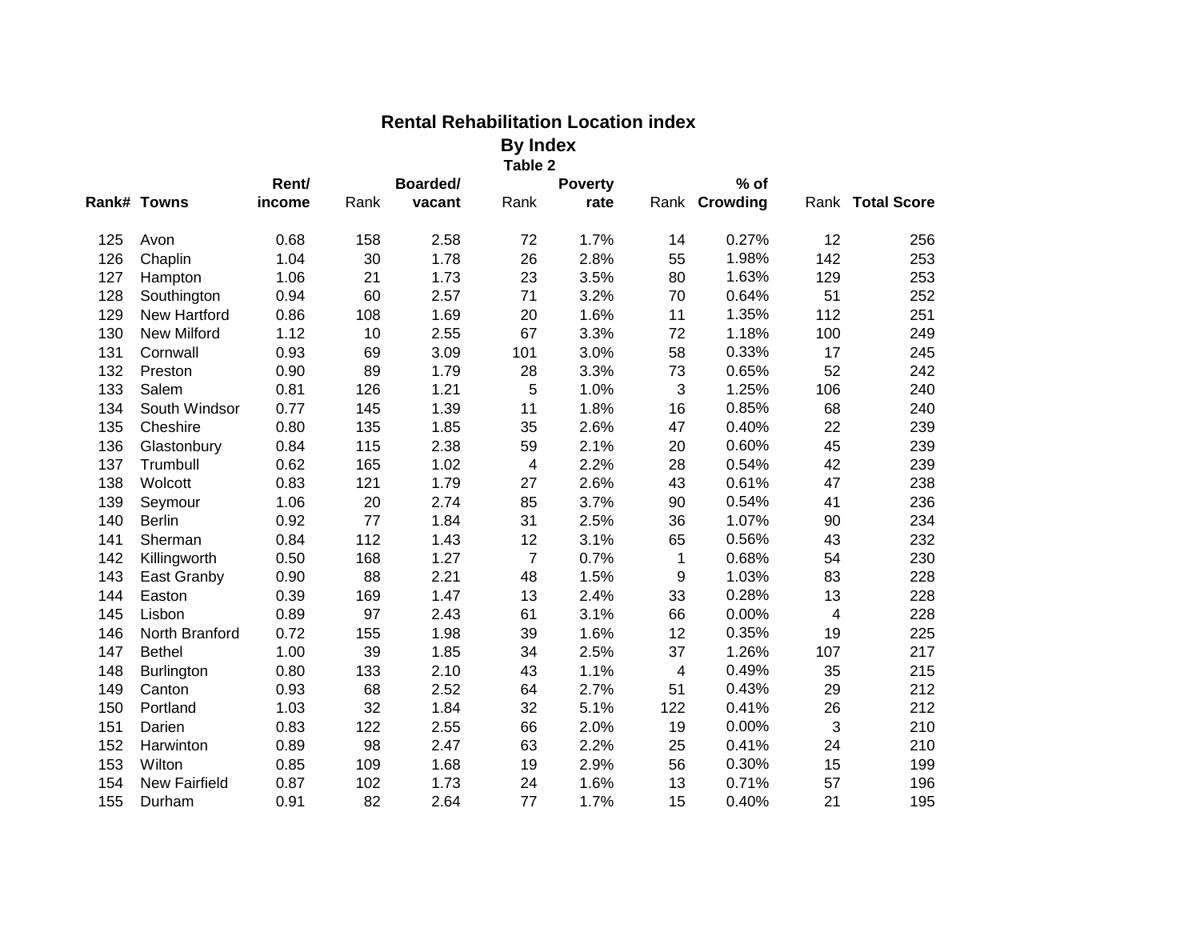# Rental Rehabilitation Location index

## By Index

### Table 2

| Rank# | Towns | Rent/ income | Rank | Boarded/ vacant | Rank | Poverty rate | Rank | % of Crowding | Rank | Total Score |
|---|---|---|---|---|---|---|---|---|---|---|
| 125 | Avon | 0.68 | 158 | 2.58 | 72 | 1.7% | 14 | 0.27% | 12 | 256 |
| 126 | Chaplin | 1.04 | 30 | 1.78 | 26 | 2.8% | 55 | 1.98% | 142 | 253 |
| 127 | Hampton | 1.06 | 21 | 1.73 | 23 | 3.5% | 80 | 1.63% | 129 | 253 |
| 128 | Southington | 0.94 | 60 | 2.57 | 71 | 3.2% | 70 | 0.64% | 51 | 252 |
| 129 | New Hartford | 0.86 | 108 | 1.69 | 20 | 1.6% | 11 | 1.35% | 112 | 251 |
| 130 | New Milford | 1.12 | 10 | 2.55 | 67 | 3.3% | 72 | 1.18% | 100 | 249 |
| 131 | Cornwall | 0.93 | 69 | 3.09 | 101 | 3.0% | 58 | 0.33% | 17 | 245 |
| 132 | Preston | 0.90 | 89 | 1.79 | 28 | 3.3% | 73 | 0.65% | 52 | 242 |
| 133 | Salem | 0.81 | 126 | 1.21 | 5 | 1.0% | 3 | 1.25% | 106 | 240 |
| 134 | South Windsor | 0.77 | 145 | 1.39 | 11 | 1.8% | 16 | 0.85% | 68 | 240 |
| 135 | Cheshire | 0.80 | 135 | 1.85 | 35 | 2.6% | 47 | 0.40% | 22 | 239 |
| 136 | Glastonbury | 0.84 | 115 | 2.38 | 59 | 2.1% | 20 | 0.60% | 45 | 239 |
| 137 | Trumbull | 0.62 | 165 | 1.02 | 4 | 2.2% | 28 | 0.54% | 42 | 239 |
| 138 | Wolcott | 0.83 | 121 | 1.79 | 27 | 2.6% | 43 | 0.61% | 47 | 238 |
| 139 | Seymour | 1.06 | 20 | 2.74 | 85 | 3.7% | 90 | 0.54% | 41 | 236 |
| 140 | Berlin | 0.92 | 77 | 1.84 | 31 | 2.5% | 36 | 1.07% | 90 | 234 |
| 141 | Sherman | 0.84 | 112 | 1.43 | 12 | 3.1% | 65 | 0.56% | 43 | 232 |
| 142 | Killingworth | 0.50 | 168 | 1.27 | 7 | 0.7% | 1 | 0.68% | 54 | 230 |
| 143 | East Granby | 0.90 | 88 | 2.21 | 48 | 1.5% | 9 | 1.03% | 83 | 228 |
| 144 | Easton | 0.39 | 169 | 1.47 | 13 | 2.4% | 33 | 0.28% | 13 | 228 |
| 145 | Lisbon | 0.89 | 97 | 2.43 | 61 | 3.1% | 66 | 0.00% | 4 | 228 |
| 146 | North Branford | 0.72 | 155 | 1.98 | 39 | 1.6% | 12 | 0.35% | 19 | 225 |
| 147 | Bethel | 1.00 | 39 | 1.85 | 34 | 2.5% | 37 | 1.26% | 107 | 217 |
| 148 | Burlington | 0.80 | 133 | 2.10 | 43 | 1.1% | 4 | 0.49% | 35 | 215 |
| 149 | Canton | 0.93 | 68 | 2.52 | 64 | 2.7% | 51 | 0.43% | 29 | 212 |
| 150 | Portland | 1.03 | 32 | 1.84 | 32 | 5.1% | 122 | 0.41% | 26 | 212 |
| 151 | Darien | 0.83 | 122 | 2.55 | 66 | 2.0% | 19 | 0.00% | 3 | 210 |
| 152 | Harwinton | 0.89 | 98 | 2.47 | 63 | 2.2% | 25 | 0.41% | 24 | 210 |
| 153 | Wilton | 0.85 | 109 | 1.68 | 19 | 2.9% | 56 | 0.30% | 15 | 199 |
| 154 | New Fairfield | 0.87 | 102 | 1.73 | 24 | 1.6% | 13 | 0.71% | 57 | 196 |
| 155 | Durham | 0.91 | 82 | 2.64 | 77 | 1.7% | 15 | 0.40% | 21 | 195 |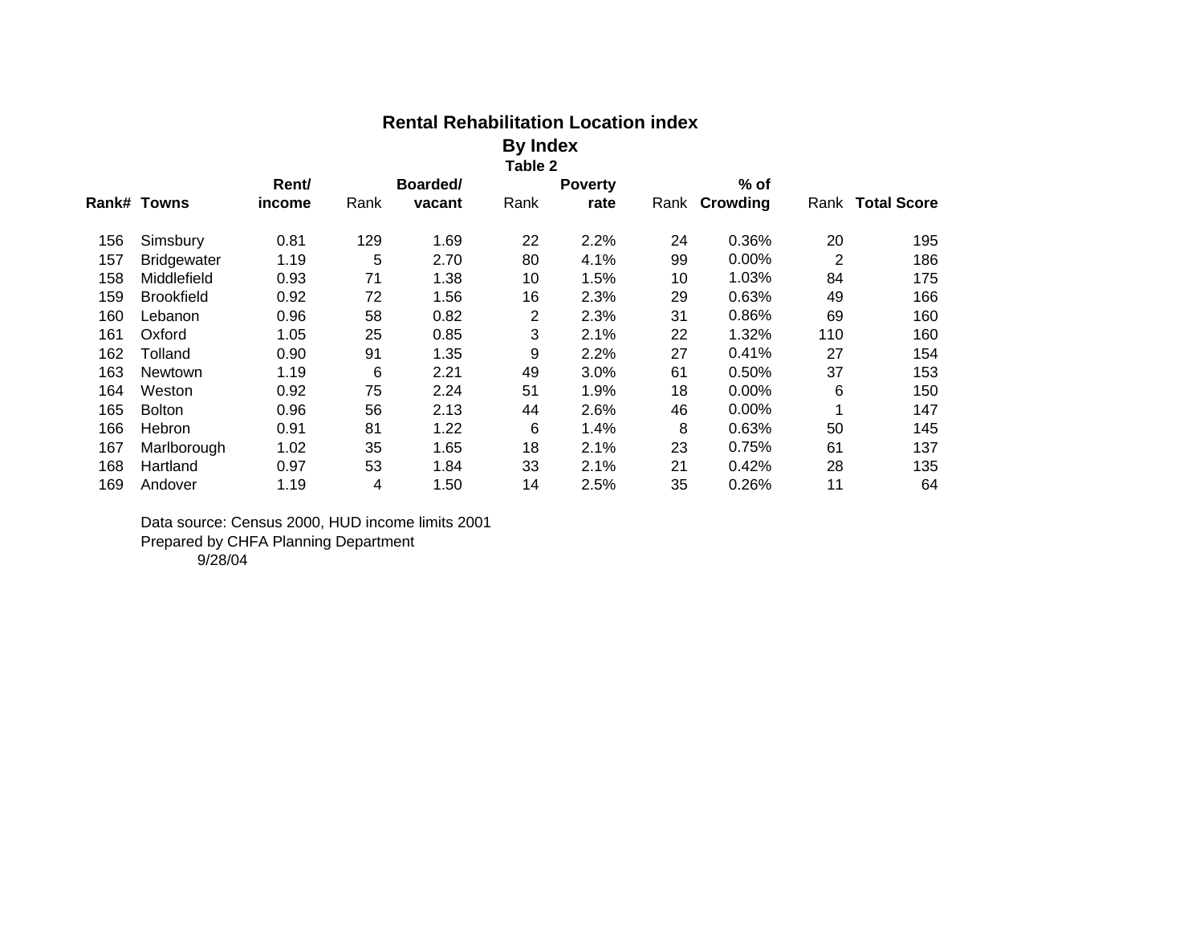# Rental Rehabilitation Location index

## By Index

### Table 2

| Rank# | Towns | Rent/ income | Rank | Boarded/ vacant | Rank | Poverty rate | Rank | % of Crowding | Rank | Total Score |
|---|---|---|---|---|---|---|---|---|---|---|
| 156 | Simsbury | 0.81 | 129 | 1.69 | 22 | 2.2% | 24 | 0.36% | 20 | 195 |
| 157 | Bridgewater | 1.19 | 5 | 2.70 | 80 | 4.1% | 99 | 0.00% | 2 | 186 |
| 158 | Middlefield | 0.93 | 71 | 1.38 | 10 | 1.5% | 10 | 1.03% | 84 | 175 |
| 159 | Brookfield | 0.92 | 72 | 1.56 | 16 | 2.3% | 29 | 0.63% | 49 | 166 |
| 160 | Lebanon | 0.96 | 58 | 0.82 | 2 | 2.3% | 31 | 0.86% | 69 | 160 |
| 161 | Oxford | 1.05 | 25 | 0.85 | 3 | 2.1% | 22 | 1.32% | 110 | 160 |
| 162 | Tolland | 0.90 | 91 | 1.35 | 9 | 2.2% | 27 | 0.41% | 27 | 154 |
| 163 | Newtown | 1.19 | 6 | 2.21 | 49 | 3.0% | 61 | 0.50% | 37 | 153 |
| 164 | Weston | 0.92 | 75 | 2.24 | 51 | 1.9% | 18 | 0.00% | 6 | 150 |
| 165 | Bolton | 0.96 | 56 | 2.13 | 44 | 2.6% | 46 | 0.00% | 1 | 147 |
| 166 | Hebron | 0.91 | 81 | 1.22 | 6 | 1.4% | 8 | 0.63% | 50 | 145 |
| 167 | Marlborough | 1.02 | 35 | 1.65 | 18 | 2.1% | 23 | 0.75% | 61 | 137 |
| 168 | Hartland | 0.97 | 53 | 1.84 | 33 | 2.1% | 21 | 0.42% | 28 | 135 |
| 169 | Andover | 1.19 | 4 | 1.50 | 14 | 2.5% | 35 | 0.26% | 11 | 64 |

Data source: Census 2000, HUD income limits 2001
Prepared by CHFA Planning Department
9/28/04